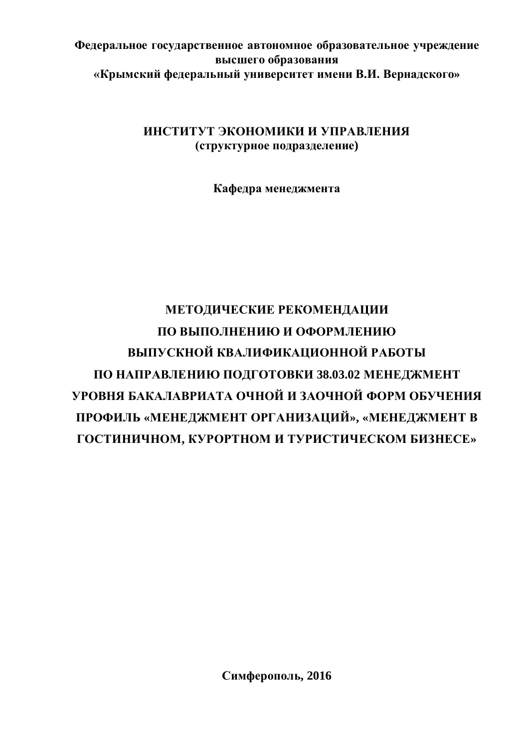**Федеральное государственное автономное образовательное учреждение высшего образования**
**«Крымский федеральный университет имени В.И. Вернадского»**

**ИНСТИТУТ ЭКОНОМИКИ И УПРАВЛЕНИЯ**
**(структурное подразделение)**

**Кафедра менеджмента**

# МЕТОДИЧЕСКИЕ РЕКОМЕНДАЦИИ ПО ВЫПОЛНЕНИЮ И ОФОРМЛЕНИЮ ВЫПУСКНОЙ КВАЛИФИКАЦИОННОЙ РАБОТЫ ПО НАПРАВЛЕНИЮ ПОДГОТОВКИ 38.03.02 МЕНЕДЖМЕНТ УРОВНЯ БАКАЛАВРИАТА ОЧНОЙ И ЗАОЧНОЙ ФОРМ ОБУЧЕНИЯ ПРОФИЛЬ «МЕНЕДЖМЕНТ ОРГАНИЗАЦИЙ», «МЕНЕДЖМЕНТ В ГОСТИНИЧНОМ, КУРОРТНОМ И ТУРИСТИЧЕСКОМ БИЗНЕСЕ»

**Симферополь, 2016**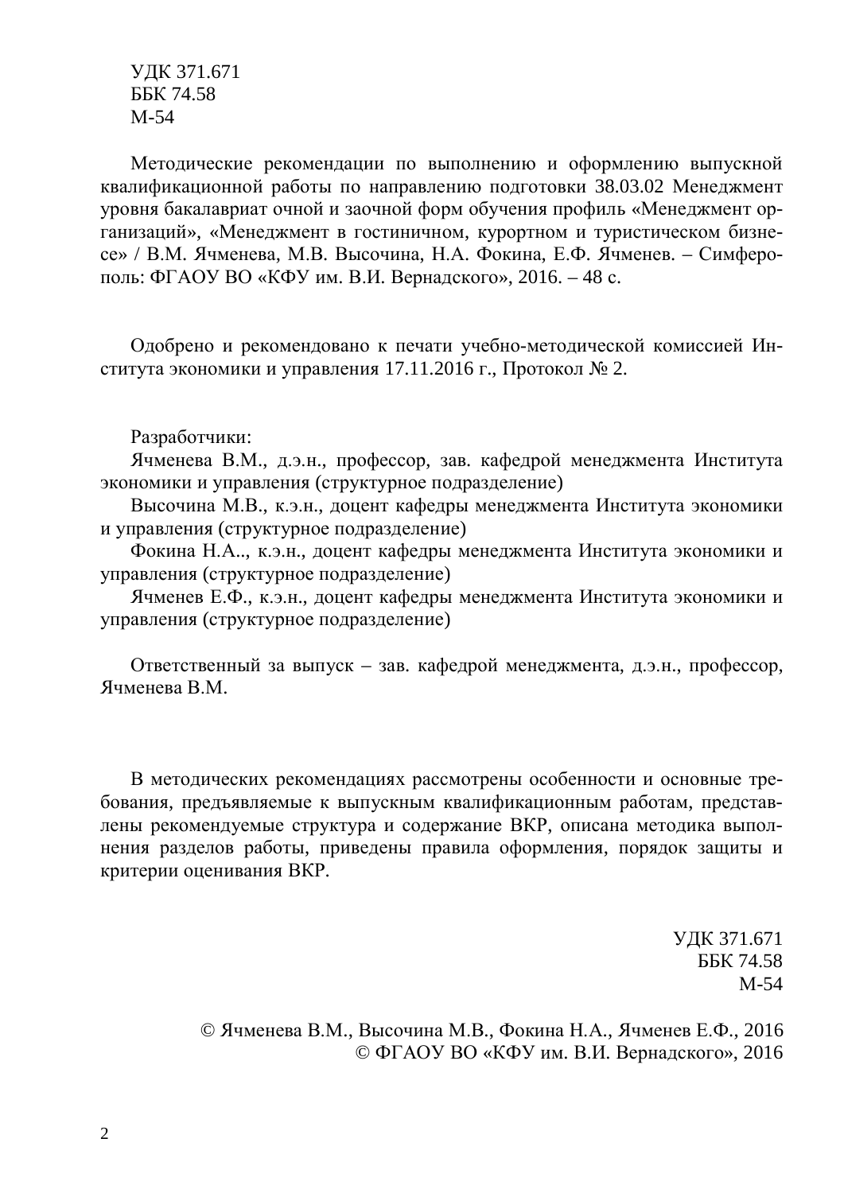УДК 371.671
ББК 74.58
М-54

Методические рекомендации по выполнению и оформлению выпускной квалификационной работы по направлению подготовки 38.03.02 Менеджмент уровня бакалавриат очной и заочной форм обучения профиль «Менеджмент организаций», «Менеджмент в гостиничном, курортном и туристическом бизнесе» / В.М. Ячменева, М.В. Высочина, Н.А. Фокина, Е.Ф. Ячменев. – Симферополь: ФГАОУ ВО «КФУ им. В.И. Вернадского», 2016. – 48 с.

Одобрено и рекомендовано к печати учебно-методической комиссией Института экономики и управления 17.11.2016 г., Протокол № 2.

Разработчики:

Ячменева В.М., д.э.н., профессор, зав. кафедрой менеджмента Института экономики и управления (структурное подразделение)

Высочина М.В., к.э.н., доцент кафедры менеджмента Института экономики и управления (структурное подразделение)

Фокина Н.А.., к.э.н., доцент кафедры менеджмента Института экономики и управления (структурное подразделение)

Ячменев Е.Ф., к.э.н., доцент кафедры менеджмента Института экономики и управления (структурное подразделение)

Ответственный за выпуск – зав. кафедрой менеджмента, д.э.н., профессор, Ячменева В.М.

В методических рекомендациях рассмотрены особенности и основные требования, предъявляемые к выпускным квалификационным работам, представлены рекомендуемые структура и содержание ВКР, описана методика выполнения разделов работы, приведены правила оформления, порядок защиты и критерии оценивания ВКР.

УДК 371.671
ББК 74.58
М-54

© Ячменева В.М., Высочина М.В., Фокина Н.А., Ячменев Е.Ф., 2016
© ФГАОУ ВО «КФУ им. В.И. Вернадского», 2016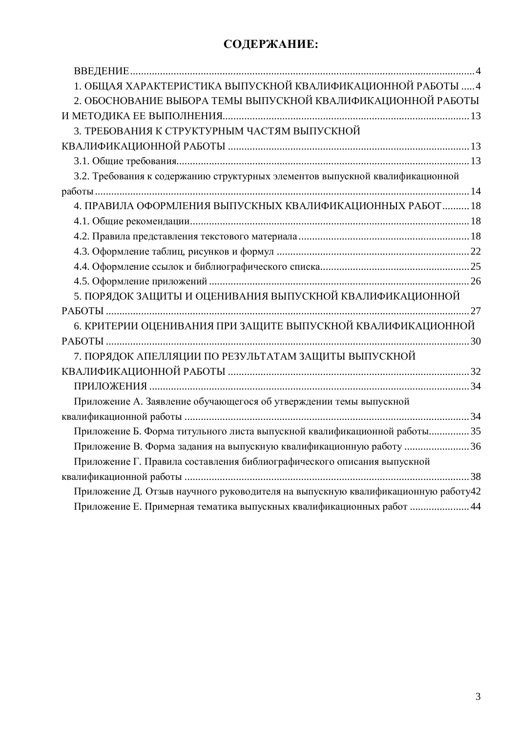# СОДЕРЖАНИЕ:

ВВЕДЕНИЕ ........................................................................................................................ 4

1. ОБЩАЯ ХАРАКТЕРИСТИКА ВЫПУСКНОЙ КВАЛИФИКАЦИОННОЙ РАБОТЫ ..... 4

2. ОБОСНОВАНИЕ ВЫБОРА ТЕМЫ ВЫПУСКНОЙ КВАЛИФИКАЦИОННОЙ РАБОТЫ И МЕТОДИКА ЕЕ ВЫПОЛНЕНИЯ ........................................................................ 13

3. ТРЕБОВАНИЯ К СТРУКТУРНЫМ ЧАСТЯМ ВЫПУСКНОЙ КВАЛИФИКАЦИОННОЙ РАБОТЫ ........................................................................ 13

3.1. Общие требования ........................................................................................... 13

3.2. Требования к содержанию структурных элементов выпускной квалификационной работы ........................................................................................................... 14

4. ПРАВИЛА ОФОРМЛЕНИЯ ВЫПУСКНЫХ КВАЛИФИКАЦИОННЫХ РАБОТ .......... 18

4.1. Общие рекомендации ........................................................................................ 18

4.2. Правила представления текстового материала ............................................... 18

4.3. Оформление таблиц, рисунков и формул ......................................................... 22

4.4. Оформление ссылок и библиографического списка ......................................... 25

4.5. Оформление приложений .................................................................................. 26

5. ПОРЯДОК ЗАЩИТЫ И ОЦЕНИВАНИЯ ВЫПУСКНОЙ КВАЛИФИКАЦИОННОЙ РАБОТЫ ........................................................................................................................ 27

6. КРИТЕРИИ ОЦЕНИВАНИЯ ПРИ ЗАЩИТЕ ВЫПУСКНОЙ КВАЛИФИКАЦИОННОЙ РАБОТЫ ........................................................................................................................ 30

7. ПОРЯДОК АПЕЛЛЯЦИИ ПО РЕЗУЛЬТАТАМ ЗАЩИТЫ ВЫПУСКНОЙ КВАЛИФИКАЦИОННОЙ РАБОТЫ ........................................................................ 32

ПРИЛОЖЕНИЯ ............................................................................................................. 34

Приложение А. Заявление обучающегося об утверждении темы выпускной квалификационной работы ........................................................................................... 34

Приложение Б. Форма титульного листа выпускной квалификационной работы ............... 35

Приложение В. Форма задания на выпускную квалификационную работу ........................ 36

Приложение Г. Правила составления библиографического описания выпускной квалификационной работы ........................................................................................... 38

Приложение Д. Отзыв научного руководителя на выпускную квалификационную работу 42

Приложение Е. Примерная тематика выпускных квалификационных работ ...................... 44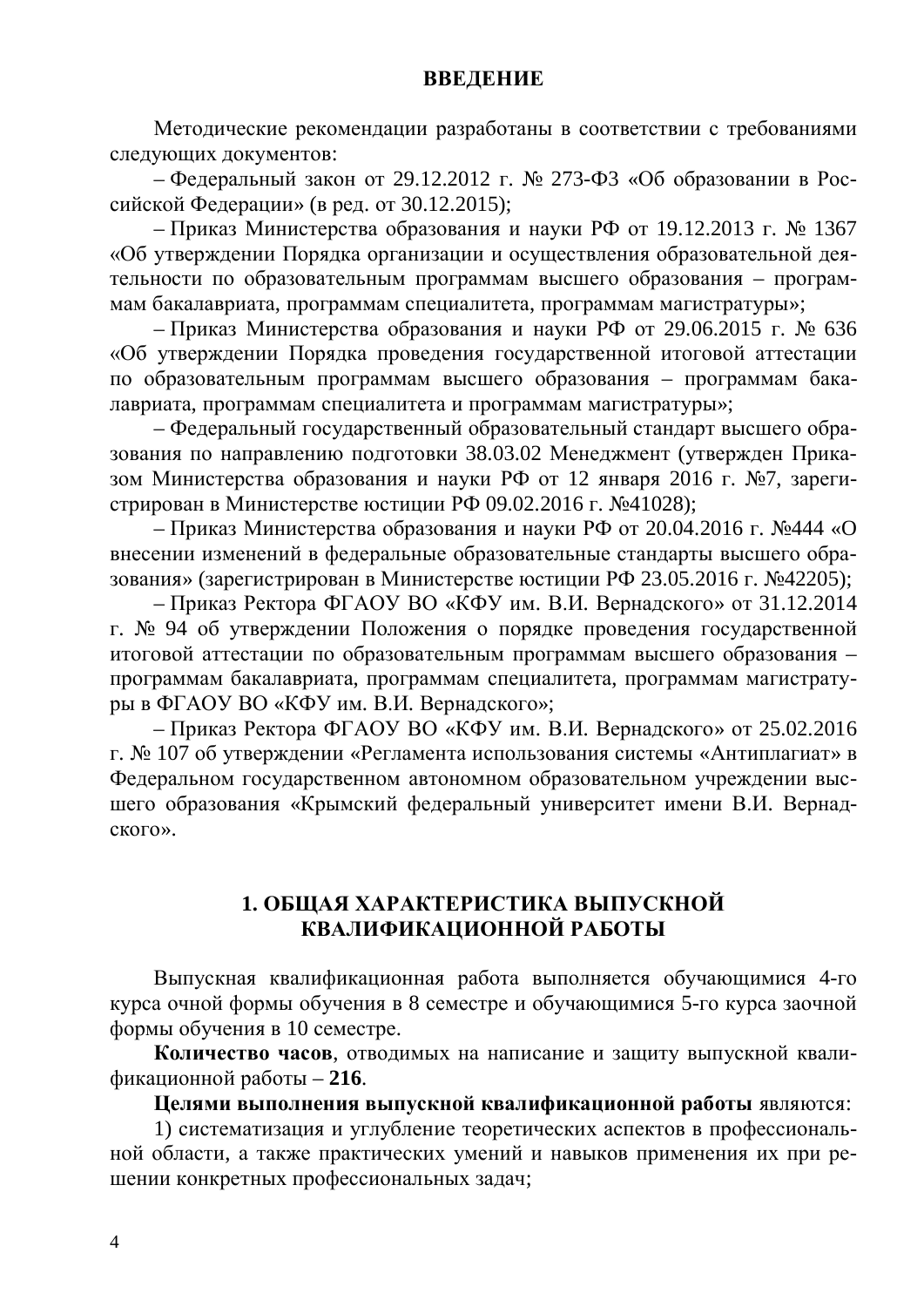# ВВЕДЕНИЕ

Методические рекомендации разработаны в соответствии с требованиями следующих документов:

– Федеральный закон от 29.12.2012 г. № 273-ФЗ «Об образовании в Российской Федерации» (в ред. от 30.12.2015);

– Приказ Министерства образования и науки РФ от 19.12.2013 г. № 1367 «Об утверждении Порядка организации и осуществления образовательной деятельности по образовательным программам высшего образования – программам бакалавриата, программам специалитета, программам магистратуры»;

– Приказ Министерства образования и науки РФ от 29.06.2015 г. № 636 «Об утверждении Порядка проведения государственной итоговой аттестации по образовательным программам высшего образования – программам бакалавриата, программам специалитета и программам магистратуры»;

– Федеральный государственный образовательный стандарт высшего образования по направлению подготовки 38.03.02 Менеджмент (утвержден Приказом Министерства образования и науки РФ от 12 января 2016 г. №7, зарегистрирован в Министерстве юстиции РФ 09.02.2016 г. №41028);

– Приказ Министерства образования и науки РФ от 20.04.2016 г. №444 «О внесении изменений в федеральные образовательные стандарты высшего образования» (зарегистрирован в Министерстве юстиции РФ 23.05.2016 г. №42205);

– Приказ Ректора ФГАОУ ВО «КФУ им. В.И. Вернадского» от 31.12.2014 г. № 94 об утверждении Положения о порядке проведения государственной итоговой аттестации по образовательным программам высшего образования – программам бакалавриата, программам специалитета, программам магистратуры в ФГАОУ ВО «КФУ им. В.И. Вернадского»;

– Приказ Ректора ФГАОУ ВО «КФУ им. В.И. Вернадского» от 25.02.2016 г. № 107 об утверждении «Регламента использования системы «Антиплагиат» в Федеральном государственном автономном образовательном учреждении высшего образования «Крымский федеральный университет имени В.И. Вернадского».

# 1. ОБЩАЯ ХАРАКТЕРИСТИКА ВЫПУСКНОЙ КВАЛИФИКАЦИОННОЙ РАБОТЫ

Выпускная квалификационная работа выполняется обучающимися 4-го курса очной формы обучения в 8 семестре и обучающимися 5-го курса заочной формы обучения в 10 семестре.

**Количество часов**, отводимых на написание и защиту выпускной квалификационной работы – **216**.

**Целями выполнения выпускной квалификационной работы** являются:

1) систематизация и углубление теоретических аспектов в профессиональной области, а также практических умений и навыков применения их при решении конкретных профессиональных задач;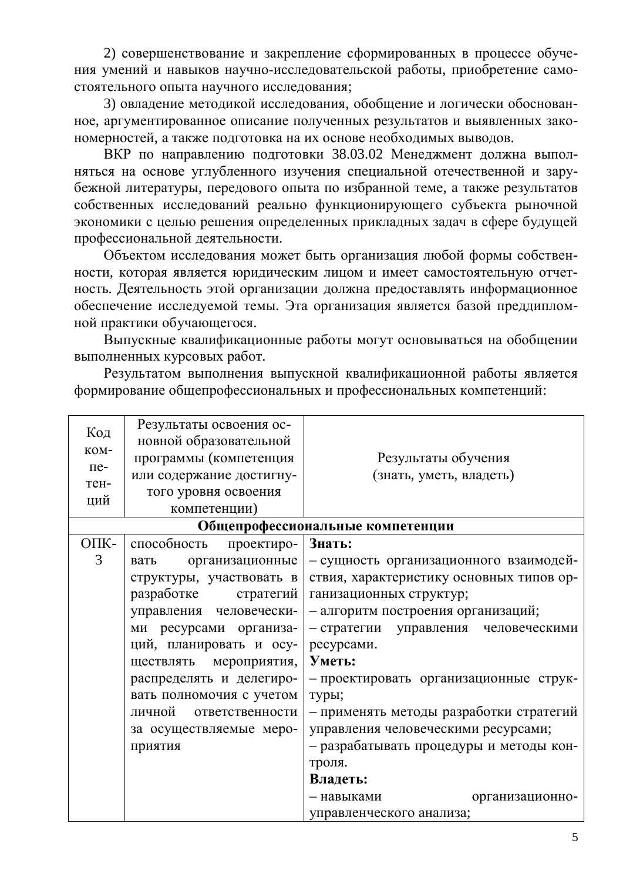2) совершенствование и закрепление сформированных в процессе обучения умений и навыков научно-исследовательской работы, приобретение самостоятельного опыта научного исследования;

3) овладение методикой исследования, обобщение и логически обоснованное, аргументированное описание полученных результатов и выявленных закономерностей, а также подготовка на их основе необходимых выводов.

ВКР по направлению подготовки 38.03.02 Менеджмент должна выполняться на основе углубленного изучения специальной отечественной и зарубежной литературы, передового опыта по избранной теме, а также результатов собственных исследований реально функционирующего субъекта рыночной экономики с целью решения определенных прикладных задач в сфере будущей профессиональной деятельности.

Объектом исследования может быть организация любой формы собственности, которая является юридическим лицом и имеет самостоятельную отчетность. Деятельность этой организации должна предоставлять информационное обеспечение исследуемой темы. Эта организация является базой преддипломной практики обучающегося.

Выпускные квалификационные работы могут основываться на обобщении выполненных курсовых работ.

Результатом выполнения выпускной квалификационной работы является формирование общепрофессиональных и профессиональных компетенций:

| Код компетенций | Результаты освоения основной образовательной программы (компетенция или содержание достигнутого уровня освоения компетенции) | Результаты обучения (знать, уметь, владеть) |
|---|---|---|
| **Общепрофессиональные компетенции** | | |
| ОПК-3 | способность проектировать организационные структуры, участвовать в разработке стратегий управления человеческими ресурсами организаций, планировать и осуществлять мероприятия, распределять и делегировать полномочия с учетом личной ответственности за осуществляемые мероприятия | **Знать:**<br>– сущность организационного взаимодействия, характеристику основных типов организационных структур;<br>– алгоритм построения организаций;<br>– стратегии управления человеческими ресурсами.<br>**Уметь:**<br>– проектировать организационные структуры;<br>– применять методы разработки стратегий управления человеческими ресурсами;<br>– разрабатывать процедуры и методы контроля.<br>**Владеть:**<br>– навыками организационно-управленческого анализа; |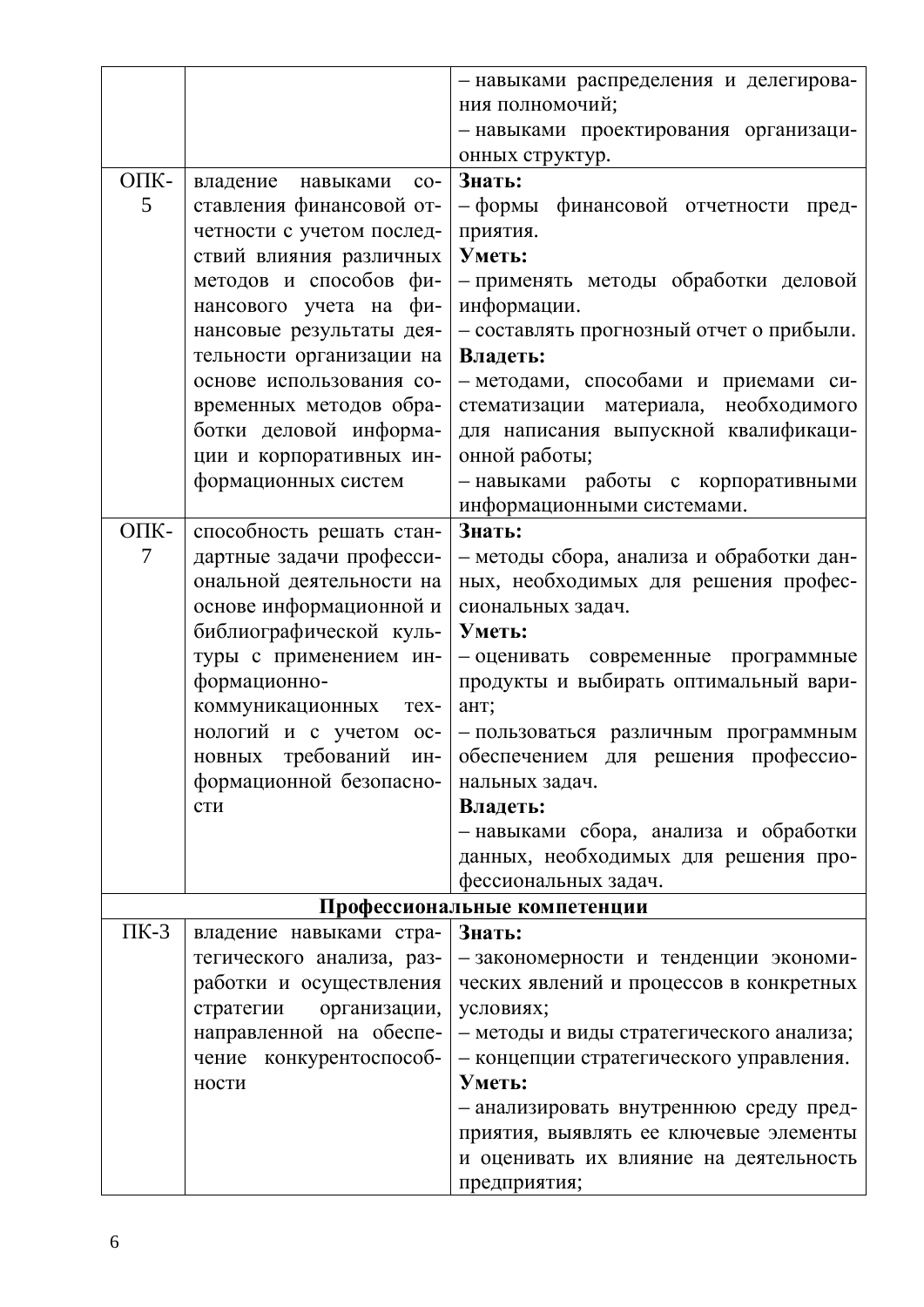| | | |
|---|---|---|
| | | – навыками распределения и делегирования полномочий;<br>– навыками проектирования организационных структур. |
| ОПК-5 | владение навыками составления финансовой отчетности с учетом последствий влияния различных методов и способов финансового учета на финансовые результаты деятельности организации на основе использования современных методов обработки деловой информации и корпоративных информационных систем | **Знать:**<br>– формы финансовой отчетности предприятия.<br>**Уметь:**<br>– применять методы обработки деловой информации.<br>– составлять прогнозный отчет о прибыли.<br>**Владеть:**<br>– методами, способами и приемами систематизации материала, необходимого для написания выпускной квалификационной работы;<br>– навыками работы с корпоративными информационными системами. |
| ОПК-7 | способность решать стандартные задачи профессиональной деятельности на основе информационной и библиографической культуры с применением информационно-коммуникационных технологий и с учетом основных требований информационной безопасности | **Знать:**<br>– методы сбора, анализа и обработки данных, необходимых для решения профессиональных задач.<br>**Уметь:**<br>– оценивать современные программные продукты и выбирать оптимальный вариант;<br>– пользоваться различным программным обеспечением для решения профессиональных задач.<br>**Владеть:**<br>– навыками сбора, анализа и обработки данных, необходимых для решения профессиональных задач. |
| **Профессиональные компетенции** | | |
| ПК-3 | владение навыками стратегического анализа, разработки и осуществления стратегии организации, направленной на обеспечение конкурентоспособности | **Знать:**<br>– закономерности и тенденции экономических явлений и процессов в конкретных условиях;<br>– методы и виды стратегического анализа;<br>– концепции стратегического управления.<br>**Уметь:**<br>– анализировать внутреннюю среду предприятия, выявлять ее ключевые элементы и оценивать их влияние на деятельность предприятия; |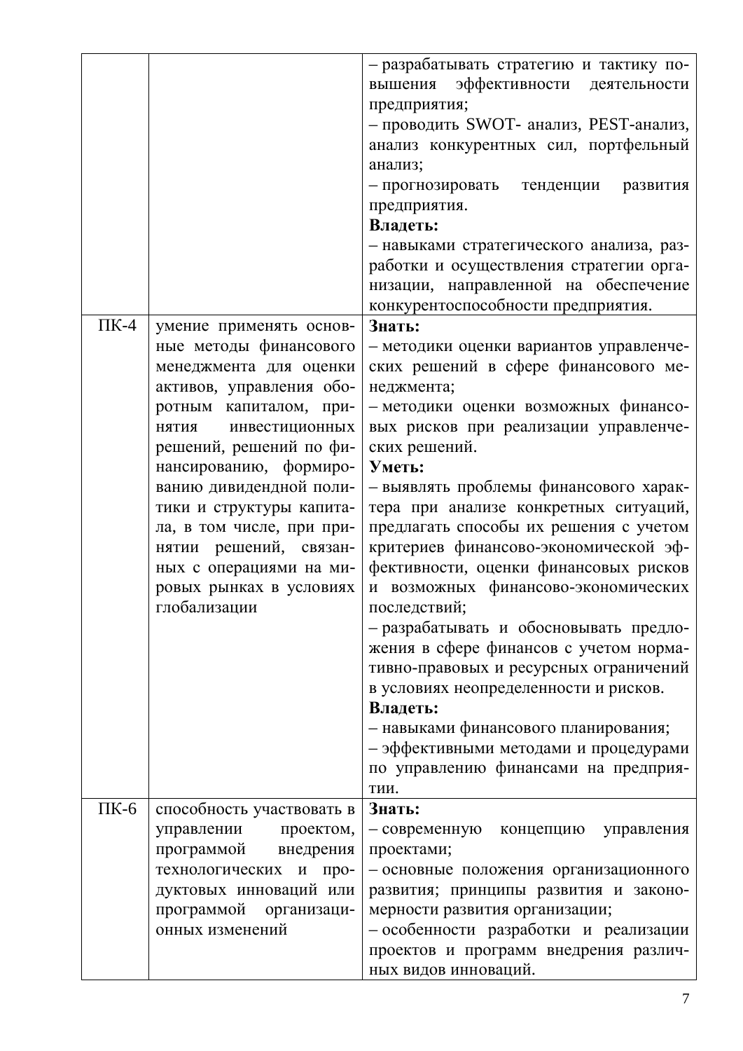| | | |
|---|---|---|
| | | – разрабатывать стратегию и тактику повышения эффективности деятельности предприятия;<br>– проводить SWOT- анализ, PEST-анализ, анализ конкурентных сил, портфельный анализ;<br>– прогнозировать тенденции развития предприятия.<br>**Владеть:**<br>– навыками стратегического анализа, разработки и осуществления стратегии организации, направленной на обеспечение конкурентоспособности предприятия. |
| ПК-4 | умение применять основные методы финансового менеджмента для оценки активов, управления оборотным капиталом, принятия инвестиционных решений, решений по финансированию, формированию дивидендной политики и структуры капитала, в том числе, при принятии решений, связанных с операциями на мировых рынках в условиях глобализации | **Знать:**<br>– методики оценки вариантов управленческих решений в сфере финансового менеджмента;<br>– методики оценки возможных финансовых рисков при реализации управленческих решений.<br>**Уметь:**<br>– выявлять проблемы финансового характера при анализе конкретных ситуаций, предлагать способы их решения с учетом критериев финансово-экономической эффективности, оценки финансовых рисков и возможных финансово-экономических последствий;<br>– разрабатывать и обосновывать предложения в сфере финансов с учетом нормативно-правовых и ресурсных ограничений в условиях неопределенности и рисков.<br>**Владеть:**<br>– навыками финансового планирования;<br>– эффективными методами и процедурами по управлению финансами на предприятии. |
| ПК-6 | способность участвовать в управлении проектом, программой внедрения технологических и продуктовых инноваций или программой организационных изменений | **Знать:**<br>– современную концепцию управления проектами;<br>– основные положения организационного развития; принципы развития и закономерности развития организации;<br>– особенности разработки и реализации проектов и программ внедрения различных видов инноваций. |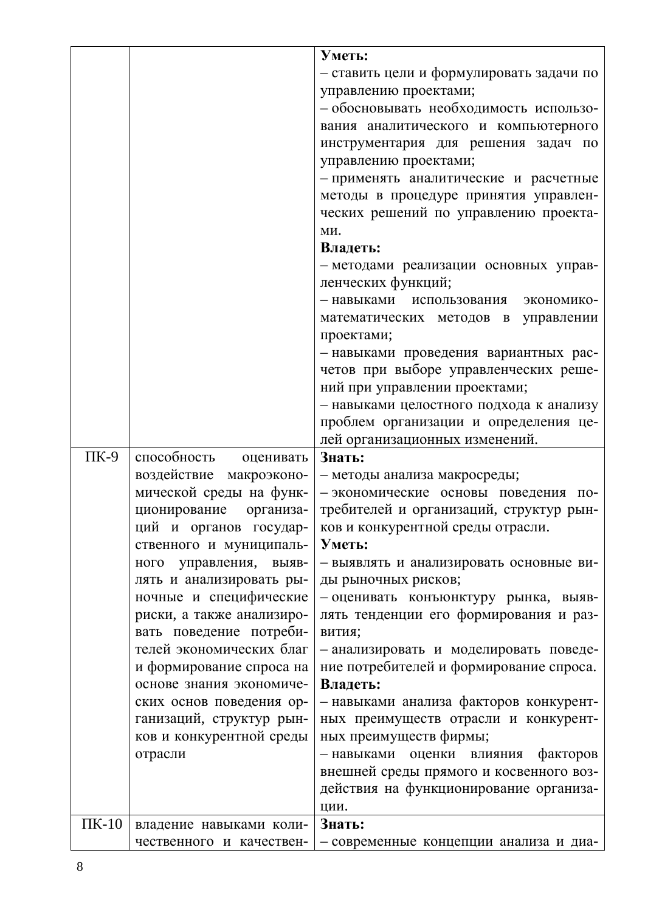| | | |
|---|---|---|
| | | **Уметь:**<br>– ставить цели и формулировать задачи по управлению проектами;<br>– обосновывать необходимость использования аналитического и компьютерного инструментария для решения задач по управлению проектами;<br>– применять аналитические и расчетные методы в процедуре принятия управленческих решений по управлению проектами.<br>**Владеть:**<br>– методами реализации основных управленческих функций;<br>– навыками использования экономико-математических методов в управлении проектами;<br>– навыками проведения вариантных расчетов при выборе управленческих решений при управлении проектами;<br>– навыками целостного подхода к анализу проблем организации и определения целей организационных изменений. |
| ПК-9 | способность оценивать воздействие макроэкономической среды на функционирование организаций и органов государственного и муниципального управления, выявлять и анализировать рыночные и специфические риски, а также анализировать поведение потребителей экономических благ и формирование спроса на основе знания экономических основ поведения организаций, структур рынков и конкурентной среды отрасли | **Знать:**<br>– методы анализа макросреды;<br>– экономические основы поведения потребителей и организаций, структур рынков и конкурентной среды отрасли.<br>**Уметь:**<br>– выявлять и анализировать основные виды рыночных рисков;<br>– оценивать конъюнктуру рынка, выявлять тенденции его формирования и развития;<br>– анализировать и моделировать поведение потребителей и формирование спроса.<br>**Владеть:**<br>– навыками анализа факторов конкурентных преимуществ отрасли и конкурентных преимуществ фирмы;<br>– навыками оценки влияния факторов внешней среды прямого и косвенного воздействия на функционирование организации. |
| ПК-10 | владение навыками количественного и качествен- | **Знать:**<br>– современные концепции анализа и диа- |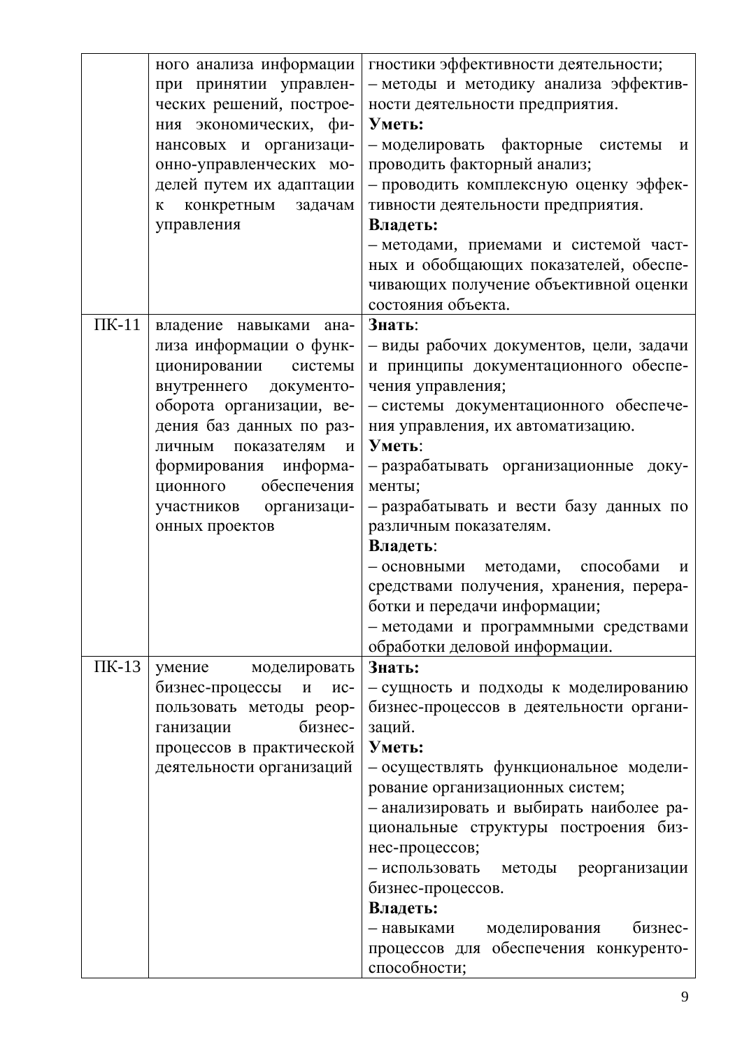| | | |
|---|---|---|
| | ного анализа информации при принятии управленческих решений, построения экономических, финансовых и организационно-управленческих моделей путем их адаптации к конкретным задачам управления | гностики эффективности деятельности;<br>– методы и методику анализа эффективности деятельности предприятия.<br>**Уметь:**<br>– моделировать факторные системы и проводить факторный анализ;<br>– проводить комплексную оценку эффективности деятельности предприятия.<br>**Владеть:**<br>– методами, приемами и системой частных и обобщающих показателей, обеспечивающих получение объективной оценки состояния объекта. |
| ПК-11 | владение навыками анализа информации о функционировании системы внутреннего документооборота организации, ведения баз данных по различным показателям и формирования информационного обеспечения участников организационных проектов | **Знать**:<br>– виды рабочих документов, цели, задачи и принципы документационного обеспечения управления;<br>– системы документационного обеспечения управления, их автоматизацию.<br>**Уметь**:<br>– разрабатывать организационные документы;<br>– разрабатывать и вести базу данных по различным показателям.<br>**Владеть**:<br>– основными методами, способами и средствами получения, хранения, переработки и передачи информации;<br>– методами и программными средствами обработки деловой информации. |
| ПК-13 | умение моделировать бизнес-процессы и использовать методы реорганизации бизнес-процессов в практической деятельности организаций | **Знать:**<br>– сущность и подходы к моделированию бизнес-процессов в деятельности организаций.<br>**Уметь:**<br>– осуществлять функциональное моделирование организационных систем;<br>– анализировать и выбирать наиболее рациональные структуры построения бизнес-процессов;<br>– использовать методы реорганизации бизнес-процессов.<br>**Владеть:**<br>– навыками моделирования бизнес-процессов для обеспечения конкурентоспособности; |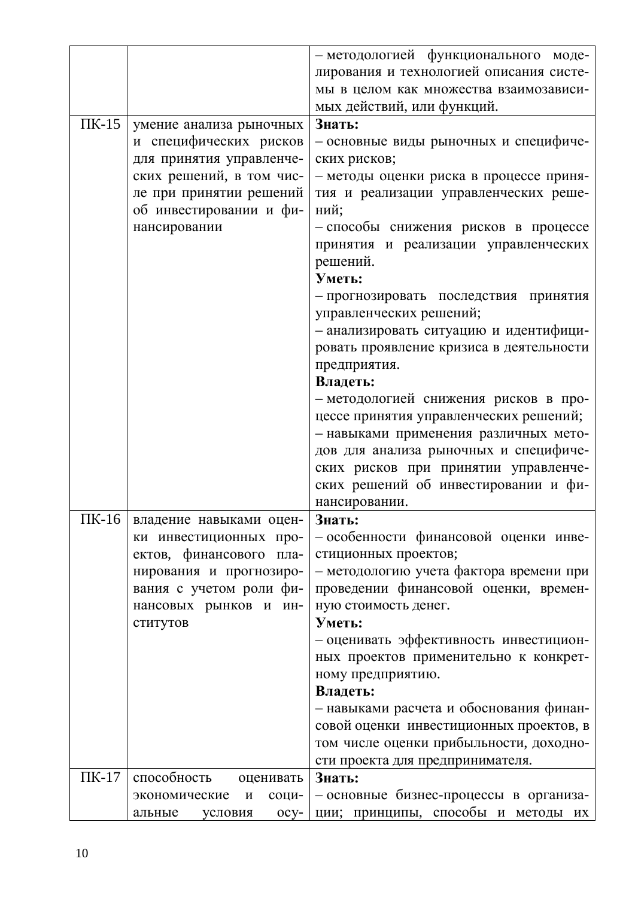| | | |
|---|---|---|
| | | – методологией функционального моделирования и технологией описания системы в целом как множества взаимозависимых действий, или функций. |
| ПК-15 | умение анализа рыночных и специфических рисков для принятия управленческих решений, в том числе при принятии решений об инвестировании и финансировании | **Знать:**<br>– основные виды рыночных и специфических рисков;<br>– методы оценки риска в процессе принятия и реализации управленческих решений;<br>– способы снижения рисков в процессе принятия и реализации управленческих решений.<br>**Уметь:**<br>– прогнозировать последствия принятия управленческих решений;<br>– анализировать ситуацию и идентифицировать проявление кризиса в деятельности предприятия.<br>**Владеть:**<br>– методологией снижения рисков в процессе принятия управленческих решений;<br>– навыками применения различных методов для анализа рыночных и специфических рисков при принятии управленческих решений об инвестировании и финансировании. |
| ПК-16 | владение навыками оценки инвестиционных проектов, финансового планирования и прогнозирования с учетом роли финансовых рынков и институтов | **Знать:**<br>– особенности финансовой оценки инвестиционных проектов;<br>– методологию учета фактора времени при проведении финансовой оценки, временную стоимость денег.<br>**Уметь:**<br>– оценивать эффективность инвестиционных проектов применительно к конкретному предприятию.<br>**Владеть:**<br>– навыками расчета и обоснования финансовой оценки инвестиционных проектов, в том числе оценки прибыльности, доходности проекта для предпринимателя. |
| ПК-17 | способность оценивать экономические и социальные условия осу- | **Знать:**<br>– основные бизнес-процессы в организации; принципы, способы и методы их |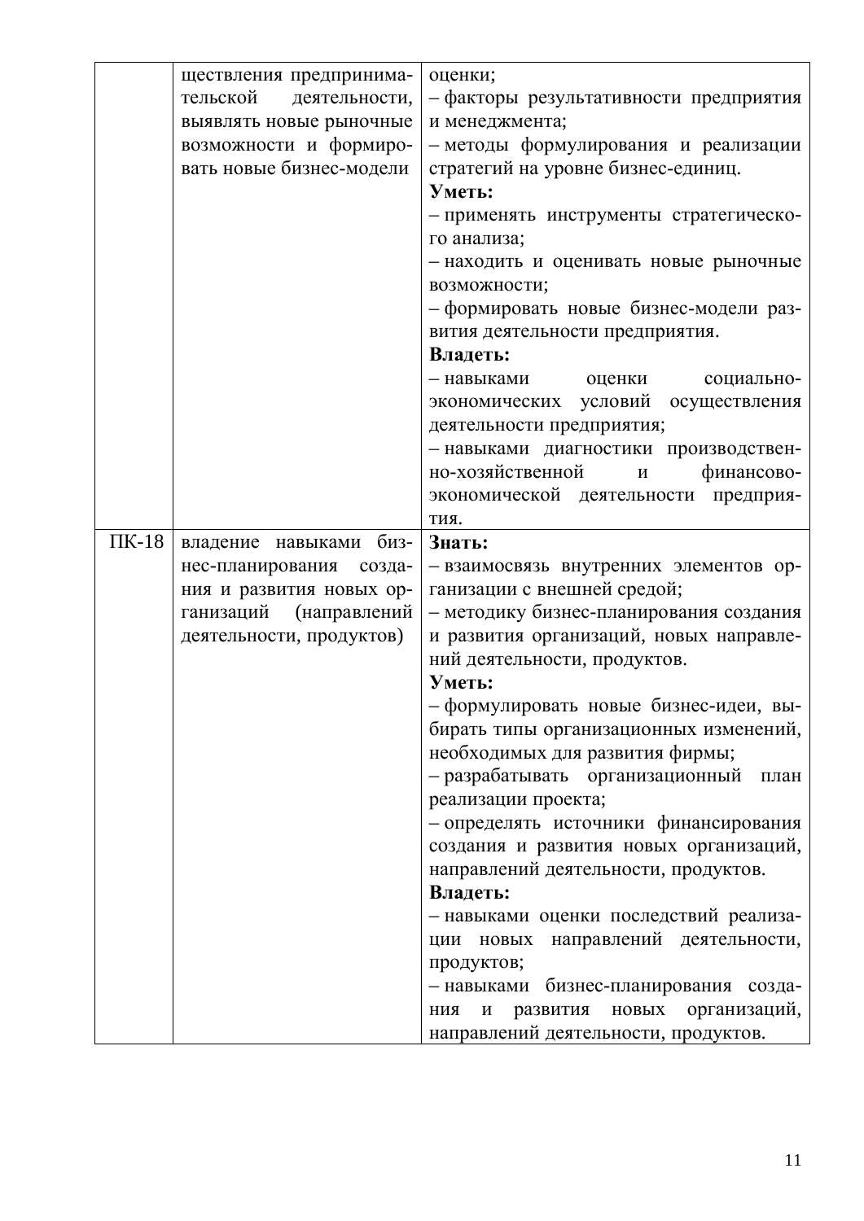| | | |
|---|---|---|
| | ществления предпринимательской деятельности, выявлять новые рыночные возможности и формировать новые бизнес-модели | оценки;<br>– факторы результативности предприятия и менеджмента;<br>– методы формулирования и реализации стратегий на уровне бизнес-единиц.<br>**Уметь:**<br>– применять инструменты стратегического анализа;<br>– находить и оценивать новые рыночные возможности;<br>– формировать новые бизнес-модели развития деятельности предприятия.<br>**Владеть:**<br>– навыками оценки социально-экономических условий осуществления деятельности предприятия;<br>– навыками диагностики производственно-хозяйственной и финансово-экономической деятельности предприятия. |
| ПК-18 | владение навыками бизнес-планирования создания и развития новых организаций (направлений деятельности, продуктов) | **Знать:**<br>– взаимосвязь внутренних элементов организации с внешней средой;<br>– методику бизнес-планирования создания и развития организаций, новых направлений деятельности, продуктов.<br>**Уметь:**<br>– формулировать новые бизнес-идеи, выбирать типы организационных изменений, необходимых для развития фирмы;<br>– разрабатывать организационный план реализации проекта;<br>– определять источники финансирования создания и развития новых организаций, направлений деятельности, продуктов.<br>**Владеть:**<br>– навыками оценки последствий реализации новых направлений деятельности, продуктов;<br>– навыками бизнес-планирования создания и развития новых организаций, направлений деятельности, продуктов. |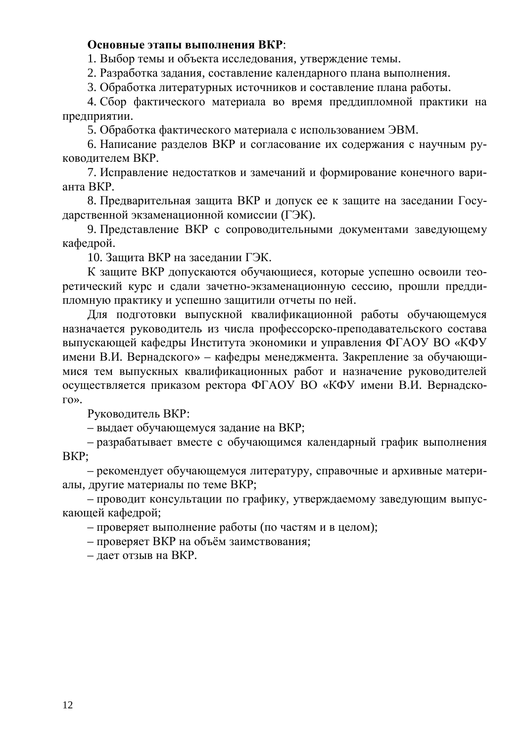**Основные этапы выполнения ВКР**:

1. Выбор темы и объекта исследования, утверждение темы.
2. Разработка задания, составление календарного плана выполнения.
3. Обработка литературных источников и составление плана работы.
4. Сбор фактического материала во время преддипломной практики на предприятии.
5. Обработка фактического материала с использованием ЭВМ.
6. Написание разделов ВКР и согласование их содержания с научным руководителем ВКР.
7. Исправление недостатков и замечаний и формирование конечного варианта ВКР.
8. Предварительная защита ВКР и допуск ее к защите на заседании Государственной экзаменационной комиссии (ГЭК).
9. Представление ВКР с сопроводительными документами заведующему кафедрой.
10. Защита ВКР на заседании ГЭК.

К защите ВКР допускаются обучающиеся, которые успешно освоили теоретический курс и сдали зачетно-экзаменационную сессию, прошли преддипломную практику и успешно защитили отчеты по ней.

Для подготовки выпускной квалификационной работы обучающемуся назначается руководитель из числа профессорско-преподавательского состава выпускающей кафедры Института экономики и управления ФГАОУ ВО «КФУ имени В.И. Вернадского» – кафедры менеджмента. Закрепление за обучающимися тем выпускных квалификационных работ и назначение руководителей осуществляется приказом ректора ФГАОУ ВО «КФУ имени В.И. Вернадского».

Руководитель ВКР:

– выдает обучающемуся задание на ВКР;

– разрабатывает вместе с обучающимся календарный график выполнения ВКР;

– рекомендует обучающемуся литературу, справочные и архивные материалы, другие материалы по теме ВКР;

– проводит консультации по графику, утверждаемому заведующим выпускающей кафедрой;

– проверяет выполнение работы (по частям и в целом);

– проверяет ВКР на объём заимствования;

– дает отзыв на ВКР.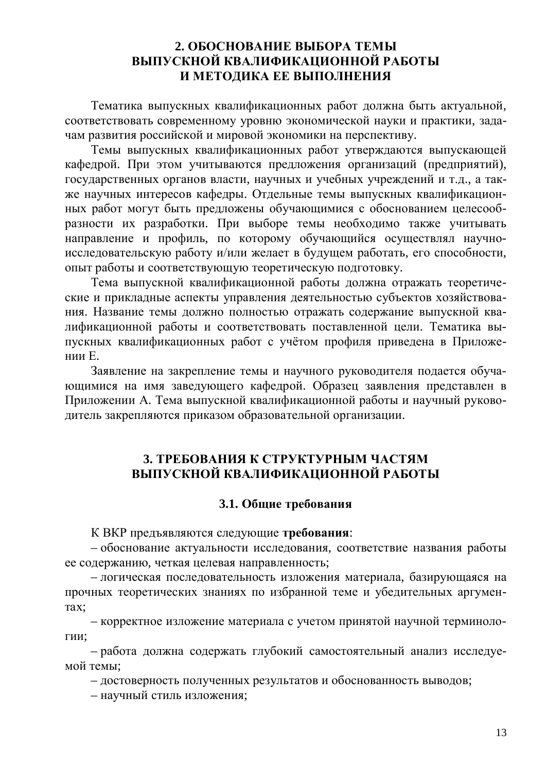## 2. ОБОСНОВАНИЕ ВЫБОРА ТЕМЫ ВЫПУСКНОЙ КВАЛИФИКАЦИОННОЙ РАБОТЫ И МЕТОДИКА ЕЕ ВЫПОЛНЕНИЯ

Тематика выпускных квалификационных работ должна быть актуальной, соответствовать современному уровню экономической науки и практики, задачам развития российской и мировой экономики на перспективу.

Темы выпускных квалификационных работ утверждаются выпускающей кафедрой. При этом учитываются предложения организаций (предприятий), государственных органов власти, научных и учебных учреждений и т.д., а также научных интересов кафедры. Отдельные темы выпускных квалификационных работ могут быть предложены обучающимися с обоснованием целесообразности их разработки. При выборе темы необходимо также учитывать направление и профиль, по которому обучающийся осуществлял научно-исследовательскую работу и/или желает в будущем работать, его способности, опыт работы и соответствующую теоретическую подготовку.

Тема выпускной квалификационной работы должна отражать теоретические и прикладные аспекты управления деятельностью субъектов хозяйствования. Название темы должно полностью отражать содержание выпускной квалификационной работы и соответствовать поставленной цели. Тематика выпускных квалификационных работ с учётом профиля приведена в Приложении Е.

Заявление на закрепление темы и научного руководителя подается обучающимися на имя заведующего кафедрой. Образец заявления представлен в Приложении А. Тема выпускной квалификационной работы и научный руководитель закрепляются приказом образовательной организации.

## 3. ТРЕБОВАНИЯ К СТРУКТУРНЫМ ЧАСТЯМ ВЫПУСКНОЙ КВАЛИФИКАЦИОННОЙ РАБОТЫ

### 3.1. Общие требования

К ВКР предъявляются следующие **требования**:

– обоснование актуальности исследования, соответствие названия работы ее содержанию, четкая целевая направленность;

– логическая последовательность изложения материала, базирующаяся на прочных теоретических знаниях по избранной теме и убедительных аргументах;

– корректное изложение материала с учетом принятой научной терминологии;

– работа должна содержать глубокий самостоятельный анализ исследуемой темы;

– достоверность полученных результатов и обоснованность выводов;

– научный стиль изложения;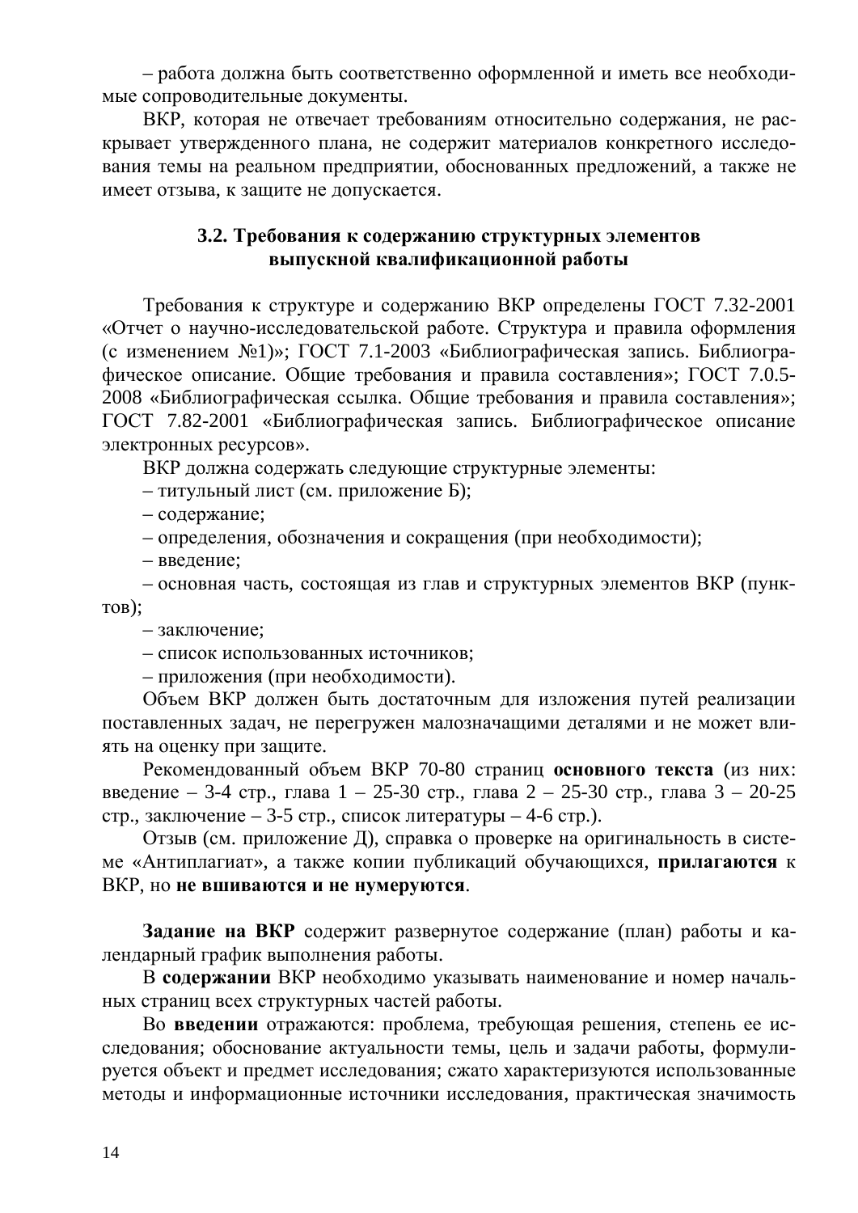– работа должна быть соответственно оформленной и иметь все необходимые сопроводительные документы.

ВКР, которая не отвечает требованиям относительно содержания, не раскрывает утвержденного плана, не содержит материалов конкретного исследования темы на реальном предприятии, обоснованных предложений, а также не имеет отзыва, к защите не допускается.

### 3.2. Требования к содержанию структурных элементов выпускной квалификационной работы

Требования к структуре и содержанию ВКР определены ГОСТ 7.32-2001 «Отчет о научно-исследовательской работе. Структура и правила оформления (с изменением №1)»; ГОСТ 7.1-2003 «Библиографическая запись. Библиографическое описание. Общие требования и правила составления»; ГОСТ 7.0.5-2008 «Библиографическая ссылка. Общие требования и правила составления»; ГОСТ 7.82-2001 «Библиографическая запись. Библиографическое описание электронных ресурсов».

ВКР должна содержать следующие структурные элементы:

– титульный лист (см. приложение Б);

– содержание;

– определения, обозначения и сокращения (при необходимости);

– введение;

– основная часть, состоящая из глав и структурных элементов ВКР (пунктов);

– заключение;

– список использованных источников;

– приложения (при необходимости).

Объем ВКР должен быть достаточным для изложения путей реализации поставленных задач, не перегружен малозначащими деталями и не может влиять на оценку при защите.

Рекомендованный объем ВКР 70-80 страниц **основного текста** (из них: введение – 3-4 стр., глава 1 – 25-30 стр., глава 2 – 25-30 стр., глава 3 – 20-25 стр., заключение – 3-5 стр., список литературы – 4-6 стр.).

Отзыв (см. приложение Д), справка о проверке на оригинальность в системе «Антиплагиат», а также копии публикаций обучающихся, **прилагаются** к ВКР, но **не вшиваются и не нумеруются**.

**Задание на ВКР** содержит развернутое содержание (план) работы и календарный график выполнения работы.

В **содержании** ВКР необходимо указывать наименование и номер начальных страниц всех структурных частей работы.

Во **введении** отражаются: проблема, требующая решения, степень ее исследования; обоснование актуальности темы, цель и задачи работы, формулируется объект и предмет исследования; сжато характеризуются использованные методы и информационные источники исследования, практическая значимость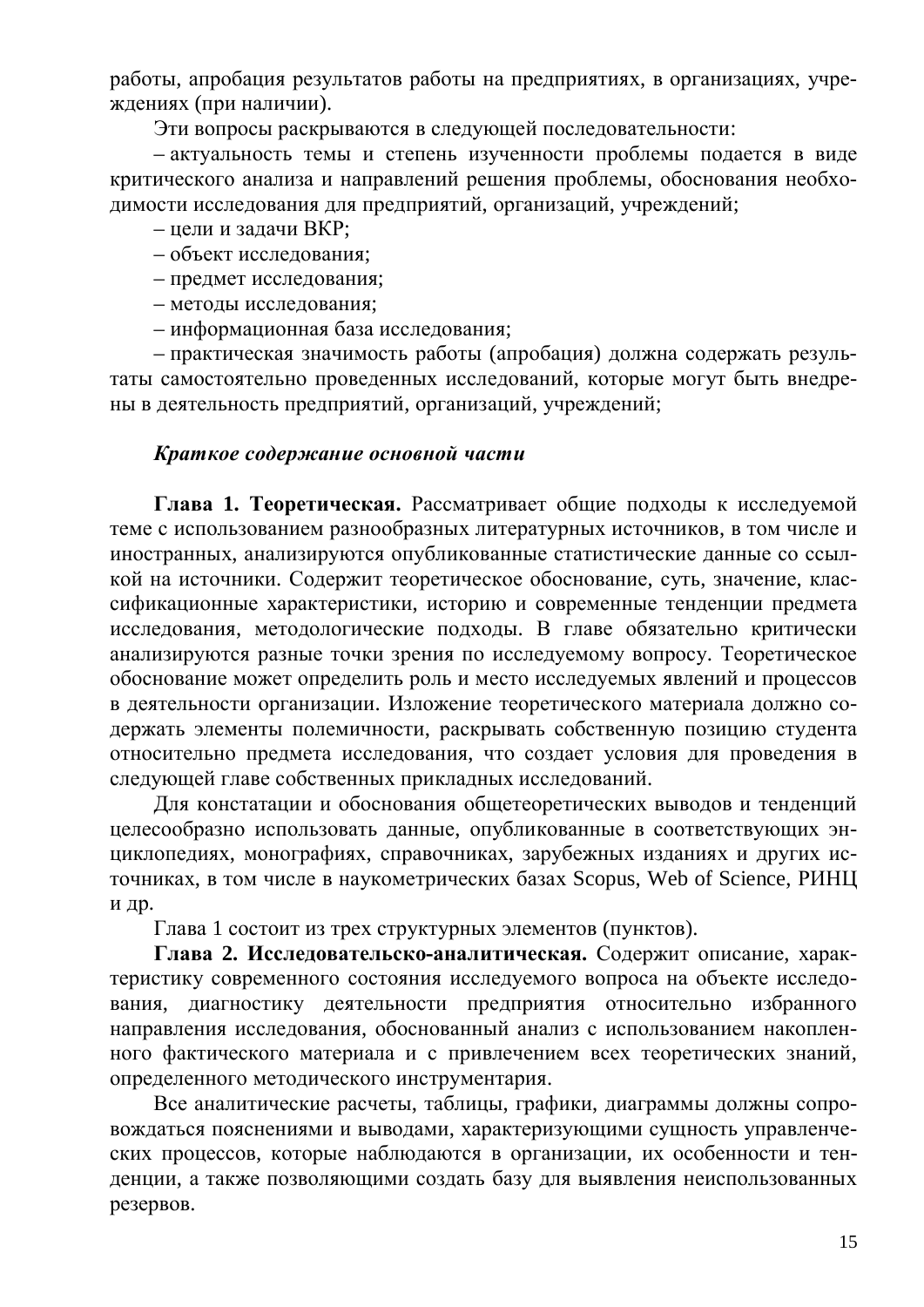работы, апробация результатов работы на предприятиях, в организациях, учреждениях (при наличии).

Эти вопросы раскрываются в следующей последовательности:

– актуальность темы и степень изученности проблемы подается в виде критического анализа и направлений решения проблемы, обоснования необходимости исследования для предприятий, организаций, учреждений;

– цели и задачи ВКР;

– объект исследования;

– предмет исследования;

– методы исследования;

– информационная база исследования;

– практическая значимость работы (апробация) должна содержать результаты самостоятельно проведенных исследований, которые могут быть внедрены в деятельность предприятий, организаций, учреждений;

***Краткое содержание основной части***

**Глава 1. Теоретическая.** Рассматривает общие подходы к исследуемой теме с использованием разнообразных литературных источников, в том числе и иностранных, анализируются опубликованные статистические данные со ссылкой на источники. Содержит теоретическое обоснование, суть, значение, классификационные характеристики, историю и современные тенденции предмета исследования, методологические подходы. В главе обязательно критически анализируются разные точки зрения по исследуемому вопросу. Теоретическое обоснование может определить роль и место исследуемых явлений и процессов в деятельности организации. Изложение теоретического материала должно содержать элементы полемичности, раскрывать собственную позицию студента относительно предмета исследования, что создает условия для проведения в следующей главе собственных прикладных исследований.

Для констатации и обоснования общетеоретических выводов и тенденций целесообразно использовать данные, опубликованные в соответствующих энциклопедиях, монографиях, справочниках, зарубежных изданиях и других источниках, в том числе в наукометрических базах Scopus, Web of Science, РИНЦ и др.

Глава 1 состоит из трех структурных элементов (пунктов).

**Глава 2. Исследовательско-аналитическая.** Содержит описание, характеристику современного состояния исследуемого вопроса на объекте исследования, диагностику деятельности предприятия относительно избранного направления исследования, обоснованный анализ с использованием накопленного фактического материала и с привлечением всех теоретических знаний, определенного методического инструментария.

Все аналитические расчеты, таблицы, графики, диаграммы должны сопровождаться пояснениями и выводами, характеризующими сущность управленческих процессов, которые наблюдаются в организации, их особенности и тенденции, а также позволяющими создать базу для выявления неиспользованных резервов.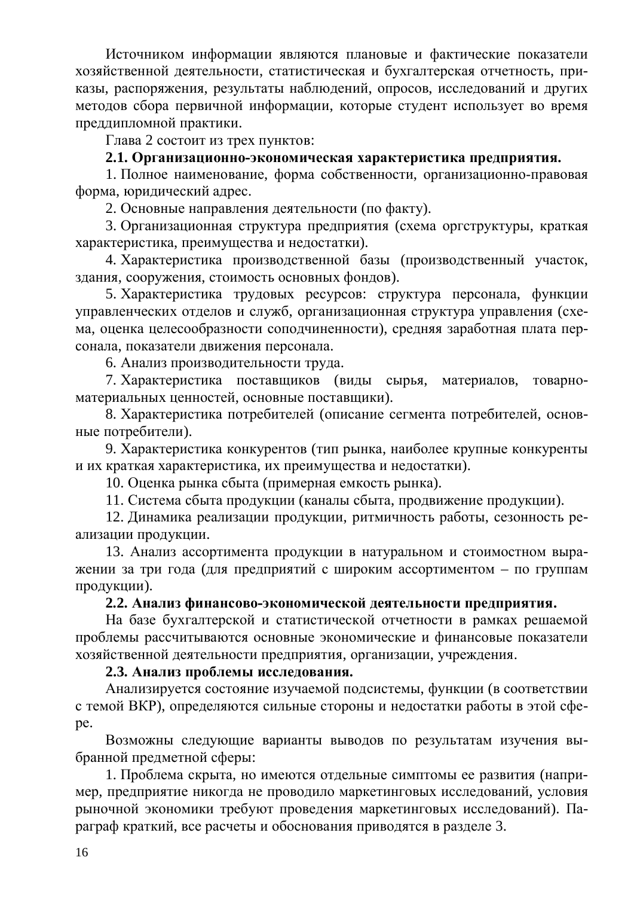Источником информации являются плановые и фактические показатели хозяйственной деятельности, статистическая и бухгалтерская отчетность, приказы, распоряжения, результаты наблюдений, опросов, исследований и других методов сбора первичной информации, которые студент использует во время преддипломной практики.

Глава 2 состоит из трех пунктов:

**2.1. Организационно-экономическая характеристика предприятия.**

1. Полное наименование, форма собственности, организационно-правовая форма, юридический адрес.
2. Основные направления деятельности (по факту).
3. Организационная структура предприятия (схема оргструктуры, краткая характеристика, преимущества и недостатки).
4. Характеристика производственной базы (производственный участок, здания, сооружения, стоимость основных фондов).
5. Характеристика трудовых ресурсов: структура персонала, функции управленческих отделов и служб, организационная структура управления (схема, оценка целесообразности соподчиненности), средняя заработная плата персонала, показатели движения персонала.
6. Анализ производительности труда.
7. Характеристика поставщиков (виды сырья, материалов, товарно-материальных ценностей, основные поставщики).
8. Характеристика потребителей (описание сегмента потребителей, основные потребители).
9. Характеристика конкурентов (тип рынка, наиболее крупные конкуренты и их краткая характеристика, их преимущества и недостатки).
10. Оценка рынка сбыта (примерная емкость рынка).
11. Система сбыта продукции (каналы сбыта, продвижение продукции).
12. Динамика реализации продукции, ритмичность работы, сезонность реализации продукции.
13. Анализ ассортимента продукции в натуральном и стоимостном выражении за три года (для предприятий с широким ассортиментом – по группам продукции).

**2.2. Анализ финансово-экономической деятельности предприятия.**

На базе бухгалтерской и статистической отчетности в рамках решаемой проблемы рассчитываются основные экономические и финансовые показатели хозяйственной деятельности предприятия, организации, учреждения.

**2.3. Анализ проблемы исследования.**

Анализируется состояние изучаемой подсистемы, функции (в соответствии с темой ВКР), определяются сильные стороны и недостатки работы в этой сфере.

Возможны следующие варианты выводов по результатам изучения выбранной предметной сферы:

1. Проблема скрыта, но имеются отдельные симптомы ее развития (например, предприятие никогда не проводило маркетинговых исследований, условия рыночной экономики требуют проведения маркетинговых исследований). Параграф краткий, все расчеты и обоснования приводятся в разделе 3.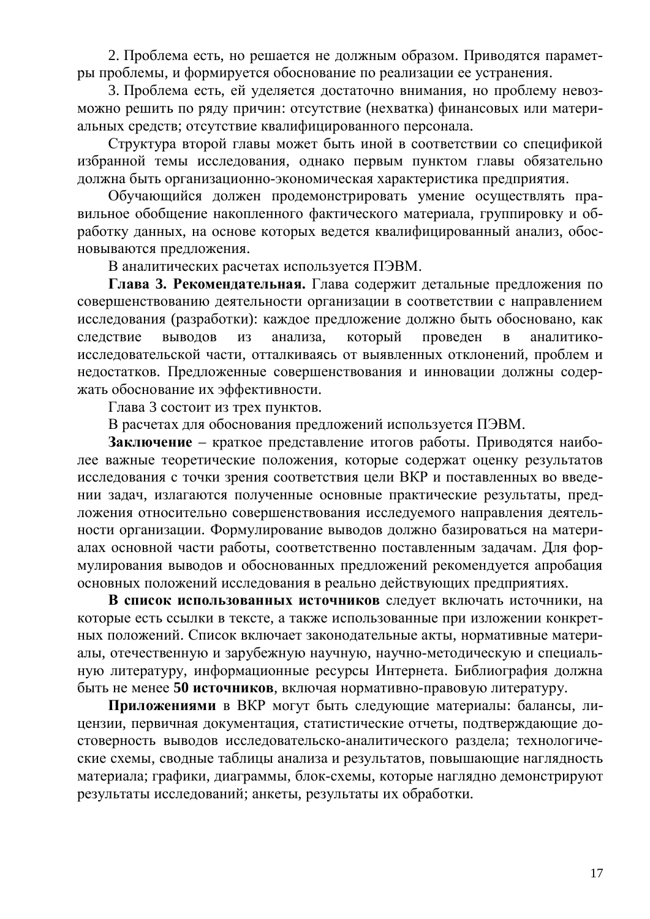2. Проблема есть, но решается не должным образом. Приводятся параметры проблемы, и формируется обоснование по реализации ее устранения.

3. Проблема есть, ей уделяется достаточно внимания, но проблему невозможно решить по ряду причин: отсутствие (нехватка) финансовых или материальных средств; отсутствие квалифицированного персонала.

Структура второй главы может быть иной в соответствии со спецификой избранной темы исследования, однако первым пунктом главы обязательно должна быть организационно-экономическая характеристика предприятия.

Обучающийся должен продемонстрировать умение осуществлять правильное обобщение накопленного фактического материала, группировку и обработку данных, на основе которых ведется квалифицированный анализ, обосновываются предложения.

В аналитических расчетах используется ПЭВМ.

**Глава 3. Рекомендательная.** Глава содержит детальные предложения по совершенствованию деятельности организации в соответствии с направлением исследования (разработки): каждое предложение должно быть обосновано, как следствие выводов из анализа, который проведен в аналитико-исследовательской части, отталкиваясь от выявленных отклонений, проблем и недостатков. Предложенные совершенствования и инновации должны содержать обоснование их эффективности.

Глава 3 состоит из трех пунктов.

В расчетах для обоснования предложений используется ПЭВМ.

**Заключение** – краткое представление итогов работы. Приводятся наиболее важные теоретические положения, которые содержат оценку результатов исследования с точки зрения соответствия цели ВКР и поставленных во введении задач, излагаются полученные основные практические результаты, предложения относительно совершенствования исследуемого направления деятельности организации. Формулирование выводов должно базироваться на материалах основной части работы, соответственно поставленным задачам. Для формулирования выводов и обоснованных предложений рекомендуется апробация основных положений исследования в реально действующих предприятиях.

**В список использованных источников** следует включать источники, на которые есть ссылки в тексте, а также использованные при изложении конкретных положений. Список включает законодательные акты, нормативные материалы, отечественную и зарубежную научную, научно-методическую и специальную литературу, информационные ресурсы Интернета. Библиография должна быть не менее **50 источников**, включая нормативно-правовую литературу.

**Приложениями** в ВКР могут быть следующие материалы: балансы, лицензии, первичная документация, статистические отчеты, подтверждающие достоверность выводов исследовательско-аналитического раздела; технологические схемы, сводные таблицы анализа и результатов, повышающие наглядность материала; графики, диаграммы, блок-схемы, которые наглядно демонстрируют результаты исследований; анкеты, результаты их обработки.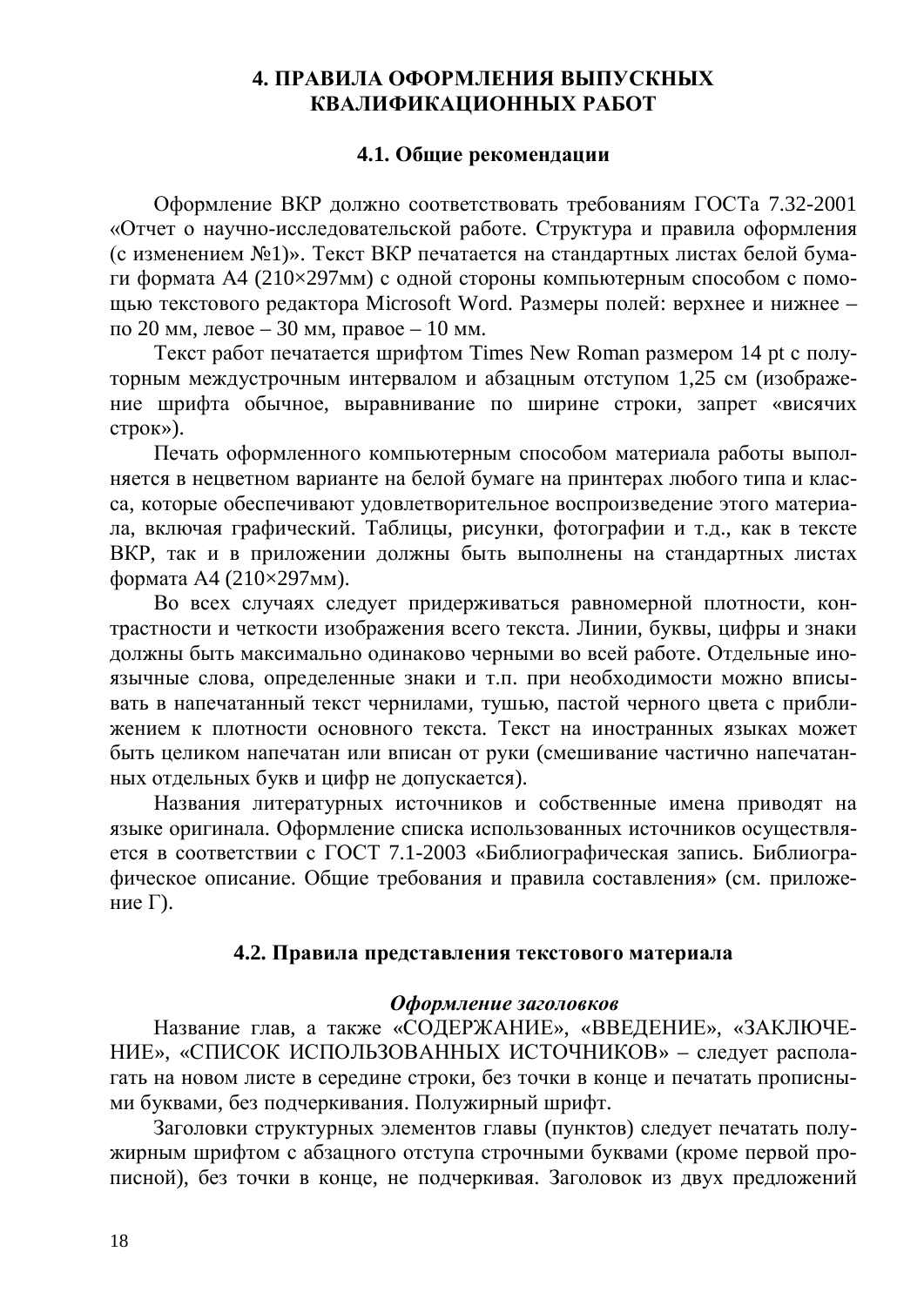# 4. ПРАВИЛА ОФОРМЛЕНИЯ ВЫПУСКНЫХ КВАЛИФИКАЦИОННЫХ РАБОТ

## 4.1. Общие рекомендации

Оформление ВКР должно соответствовать требованиям ГОСТа 7.32-2001 «Отчет о научно-исследовательской работе. Структура и правила оформления (с изменением №1)». Текст ВКР печатается на стандартных листах белой бумаги формата А4 (210×297мм) с одной стороны компьютерным способом с помощью текстового редактора Microsoft Word. Размеры полей: верхнее и нижнее – по 20 мм, левое – 30 мм, правое – 10 мм.

Текст работ печатается шрифтом Times New Roman размером 14 pt с полуторным междустрочным интервалом и абзацным отступом 1,25 см (изображение шрифта обычное, выравнивание по ширине строки, запрет «висячих строк»).

Печать оформленного компьютерным способом материала работы выполняется в нецветном варианте на белой бумаге на принтерах любого типа и класса, которые обеспечивают удовлетворительное воспроизведение этого материала, включая графический. Таблицы, рисунки, фотографии и т.д., как в тексте ВКР, так и в приложении должны быть выполнены на стандартных листах формата А4 (210×297мм).

Во всех случаях следует придерживаться равномерной плотности, контрастности и четкости изображения всего текста. Линии, буквы, цифры и знаки должны быть максимально одинаково черными во всей работе. Отдельные иноязычные слова, определенные знаки и т.п. при необходимости можно вписывать в напечатанный текст чернилами, тушью, пастой черного цвета с приближением к плотности основного текста. Текст на иностранных языках может быть целиком напечатан или вписан от руки (смешивание частично напечатанных отдельных букв и цифр не допускается).

Названия литературных источников и собственные имена приводят на языке оригинала. Оформление списка использованных источников осуществляется в соответствии с ГОСТ 7.1-2003 «Библиографическая запись. Библиографическое описание. Общие требования и правила составления» (см. приложение Г).

## 4.2. Правила представления текстового материала

***Оформление заголовков***

Название глав, а также «СОДЕРЖАНИЕ», «ВВЕДЕНИЕ», «ЗАКЛЮЧЕНИЕ», «СПИСОК ИСПОЛЬЗОВАННЫХ ИСТОЧНИКОВ» – следует располагать на новом листе в середине строки, без точки в конце и печатать прописными буквами, без подчеркивания. Полужирный шрифт.

Заголовки структурных элементов главы (пунктов) следует печатать полужирным шрифтом с абзацного отступа строчными буквами (кроме первой прописной), без точки в конце, не подчеркивая. Заголовок из двух предложений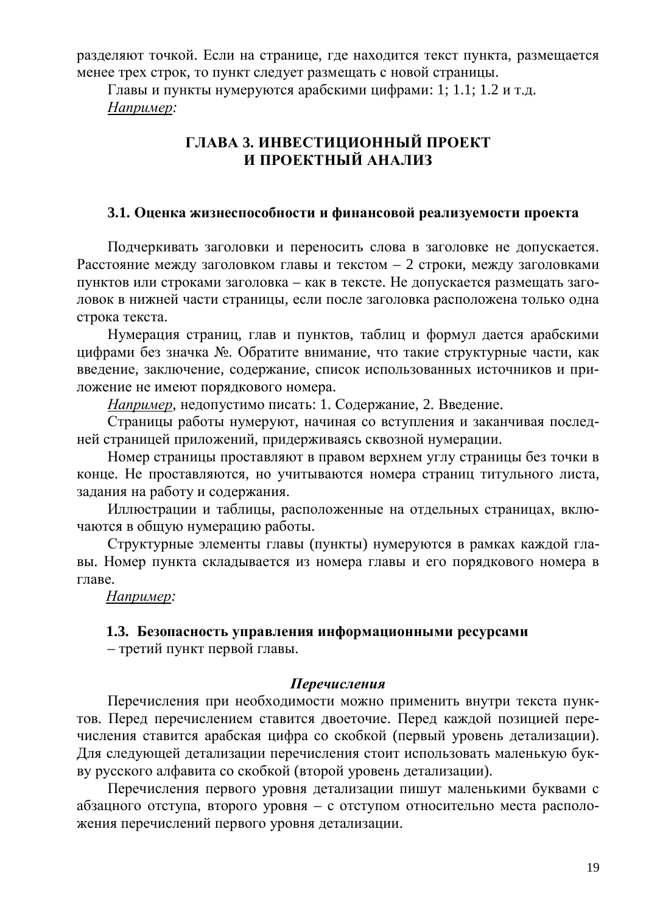разделяют точкой. Если на странице, где находится текст пункта, размещается менее трех строк, то пункт следует размещать с новой страницы.

Главы и пункты нумеруются арабскими цифрами: 1; 1.1; 1.2 и т.д.

*Например:*

**ГЛАВА 3. ИНВЕСТИЦИОННЫЙ ПРОЕКТ
И ПРОЕКТНЫЙ АНАЛИЗ**

**3.1. Оценка жизнеспособности и финансовой реализуемости проекта**

Подчеркивать заголовки и переносить слова в заголовке не допускается. Расстояние между заголовком главы и текстом – 2 строки, между заголовками пунктов или строками заголовка – как в тексте. Не допускается размещать заголовок в нижней части страницы, если после заголовка расположена только одна строка текста.

Нумерация страниц, глав и пунктов, таблиц и формул дается арабскими цифрами без значка №. Обратите внимание, что такие структурные части, как введение, заключение, содержание, список использованных источников и приложение не имеют порядкового номера.

*Например*, недопустимо писать: 1. Содержание, 2. Введение.

Страницы работы нумеруют, начиная со вступления и заканчивая последней страницей приложений, придерживаясь сквозной нумерации.

Номер страницы проставляют в правом верхнем углу страницы без точки в конце. Не проставляются, но учитываются номера страниц титульного листа, задания на работу и содержания.

Иллюстрации и таблицы, расположенные на отдельных страницах, включаются в общую нумерацию работы.

Структурные элементы главы (пункты) нумеруются в рамках каждой главы. Номер пункта складывается из номера главы и его порядкового номера в главе.

*Например:*

**1.3. Безопасность управления информационными ресурсами**
– третий пункт первой главы.

***Перечисления***

Перечисления при необходимости можно применить внутри текста пунктов. Перед перечислением ставится двоеточие. Перед каждой позицией перечисления ставится арабская цифра со скобкой (первый уровень детализации). Для следующей детализации перечисления стоит использовать маленькую букву русского алфавита со скобкой (второй уровень детализации).

Перечисления первого уровня детализации пишут маленькими буквами с абзацного отступа, второго уровня – с отступом относительно места расположения перечислений первого уровня детализации.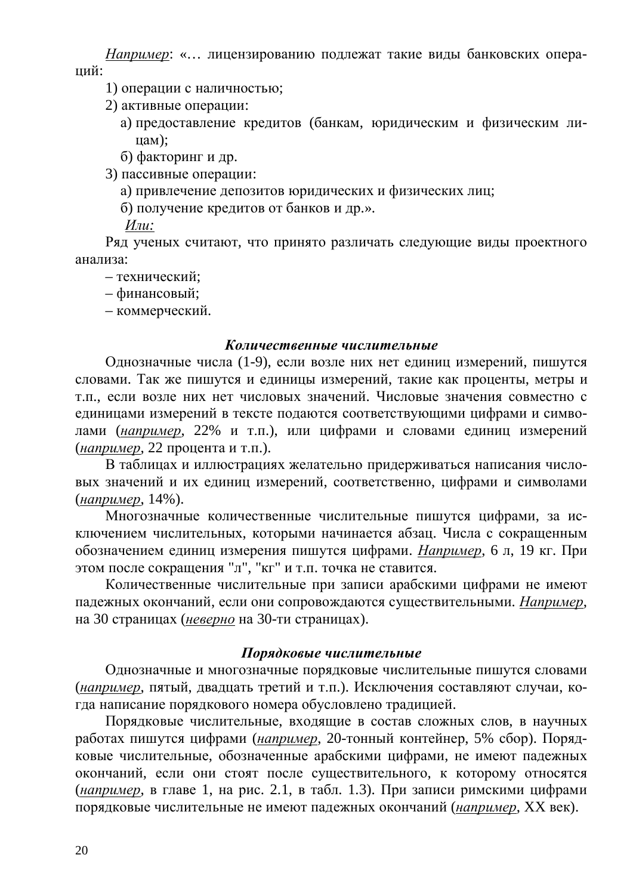*Например*: «… лицензированию подлежат такие виды банковских операций:

1) операции с наличностью;
2) активные операции:
   а) предоставление кредитов (банкам, юридическим и физическим лицам);
   б) факторинг и др.
3) пассивные операции:
   а) привлечение депозитов юридических и физических лиц;
   б) получение кредитов от банков и др.».

*Или:*

Ряд ученых считают, что принято различать следующие виды проектного анализа:

– технический;
– финансовый;
– коммерческий.

### *Количественные числительные*

Однозначные числа (1-9), если возле них нет единиц измерений, пишутся словами. Так же пишутся и единицы измерений, такие как проценты, метры и т.п., если возле них нет числовых значений. Числовые значения совместно с единицами измерений в тексте подаются соответствующими цифрами и символами (*например*, 22% и т.п.), или цифрами и словами единиц измерений (*например*, 22 процента и т.п.).

В таблицах и иллюстрациях желательно придерживаться написания числовых значений и их единиц измерений, соответственно, цифрами и символами (*например*, 14%).

Многозначные количественные числительные пишутся цифрами, за исключением числительных, которыми начинается абзац. Числа с сокращенным обозначением единиц измерения пишутся цифрами. *Например*, 6 л, 19 кг. При этом после сокращения "л", "кг" и т.п. точка не ставится.

Количественные числительные при записи арабскими цифрами не имеют падежных окончаний, если они сопровождаются существительными. *Например*, на 30 страницах (*неверно* на 30-ти страницах).

### *Порядковые числительные*

Однозначные и многозначные порядковые числительные пишутся словами (*например*, пятый, двадцать третий и т.п.). Исключения составляют случаи, когда написание порядкового номера обусловлено традицией.

Порядковые числительные, входящие в состав сложных слов, в научных работах пишутся цифрами (*например*, 20-тонный контейнер, 5% сбор). Порядковые числительные, обозначенные арабскими цифрами, не имеют падежных окончаний, если они стоят после существительного, к которому относятся (*например*, в главе 1, на рис. 2.1, в табл. 1.3). При записи римскими цифрами порядковые числительные не имеют падежных окончаний (*например*, XX век).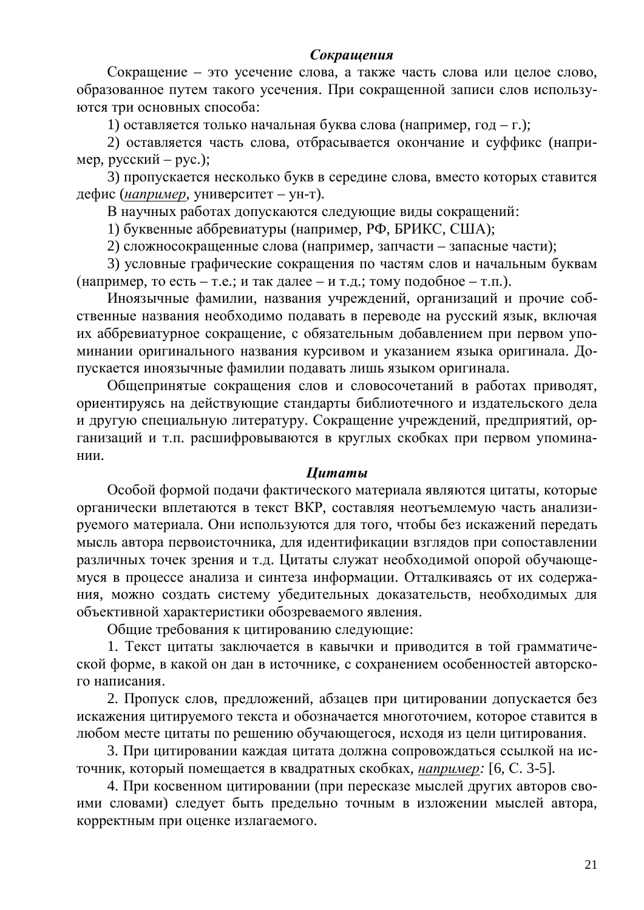### *Сокращения*

Сокращение – это усечение слова, а также часть слова или целое слово, образованное путем такого усечения. При сокращенной записи слов используются три основных способа:

1) оставляется только начальная буква слова (например, год – г.);

2) оставляется часть слова, отбрасывается окончание и суффикс (например, русский – рус.);

3) пропускается несколько букв в середине слова, вместо которых ставится дефис (*__например__*, университет – ун-т).

В научных работах допускаются следующие виды сокращений:

1) буквенные аббревиатуры (например, РФ, БРИКС, США);

2) сложносокращенные слова (например, запчасти – запасные части);

3) условные графические сокращения по частям слов и начальным буквам (например, то есть – т.е.; и так далее – и т.д.; тому подобное – т.п.).

Иноязычные фамилии, названия учреждений, организаций и прочие собственные названия необходимо подавать в переводе на русский язык, включая их аббревиатурное сокращение, с обязательным добавлением при первом упоминании оригинального названия курсивом и указанием языка оригинала. Допускается иноязычные фамилии подавать лишь языком оригинала.

Общепринятые сокращения слов и словосочетаний в работах приводят, ориентируясь на действующие стандарты библиотечного и издательского дела и другую специальную литературу. Сокращение учреждений, предприятий, организаций и т.п. расшифровываются в круглых скобках при первом упоминании.

### *Цитаты*

Особой формой подачи фактического материала являются цитаты, которые органически вплетаются в текст ВКР, составляя неотъемлемую часть анализируемого материала. Они используются для того, чтобы без искажений передать мысль автора первоисточника, для идентификации взглядов при сопоставлении различных точек зрения и т.д. Цитаты служат необходимой опорой обучающемуся в процессе анализа и синтеза информации. Отталкиваясь от их содержания, можно создать систему убедительных доказательств, необходимых для объективной характеристики обозреваемого явления.

Общие требования к цитированию следующие:

1. Текст цитаты заключается в кавычки и приводится в той грамматической форме, в какой он дан в источнике, с сохранением особенностей авторского написания.

2. Пропуск слов, предложений, абзацев при цитировании допускается без искажения цитируемого текста и обозначается многоточием, которое ставится в любом месте цитаты по решению обучающегося, исходя из цели цитирования.

3. При цитировании каждая цитата должна сопровождаться ссылкой на источник, который помещается в квадратных скобках, *__например__:* [6, С. 3-5].

4. При косвенном цитировании (при пересказе мыслей других авторов своими словами) следует быть предельно точным в изложении мыслей автора, корректным при оценке излагаемого.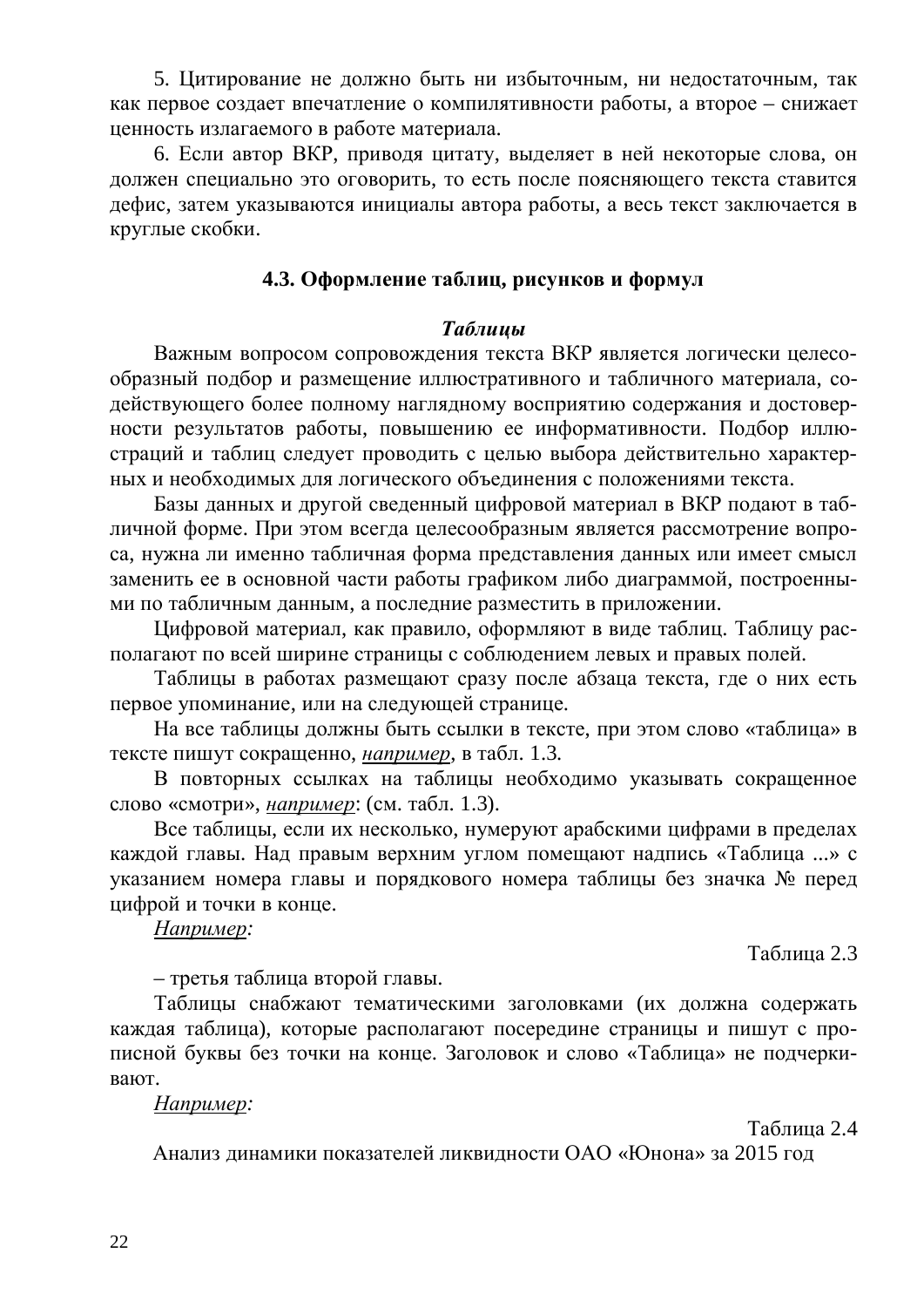5. Цитирование не должно быть ни избыточным, ни недостаточным, так как первое создает впечатление о компилятивности работы, а второе – снижает ценность излагаемого в работе материала.

6. Если автор ВКР, приводя цитату, выделяет в ней некоторые слова, он должен специально это оговорить, то есть после поясняющего текста ставится дефис, затем указываются инициалы автора работы, а весь текст заключается в круглые скобки.

### 4.3. Оформление таблиц, рисунков и формул

#### *Таблицы*

Важным вопросом сопровождения текста ВКР является логически целесообразный подбор и размещение иллюстративного и табличного материала, содействующего более полному наглядному восприятию содержания и достоверности результатов работы, повышению ее информативности. Подбор иллюстраций и таблиц следует проводить с целью выбора действительно характерных и необходимых для логического объединения с положениями текста.

Базы данных и другой сведенный цифровой материал в ВКР подают в табличной форме. При этом всегда целесообразным является рассмотрение вопроса, нужна ли именно табличная форма представления данных или имеет смысл заменить ее в основной части работы графиком либо диаграммой, построенными по табличным данным, а последние разместить в приложении.

Цифровой материал, как правило, оформляют в виде таблиц. Таблицу располагают по всей ширине страницы с соблюдением левых и правых полей.

Таблицы в работах размещают сразу после абзаца текста, где о них есть первое упоминание, или на следующей странице.

На все таблицы должны быть ссылки в тексте, при этом слово «таблица» в тексте пишут сокращенно, *<u>например</u>*, в табл. 1.3.

В повторных ссылках на таблицы необходимо указывать сокращенное слово «смотри», *<u>например</u>*: (см. табл. 1.3).

Все таблицы, если их несколько, нумеруют арабскими цифрами в пределах каждой главы. Над правым верхним углом помещают надпись «Таблица ...» с указанием номера главы и порядкового номера таблицы без значка № перед цифрой и точки в конце.

*<u>Например:</u>*

Таблица 2.3

– третья таблица второй главы.

Таблицы снабжают тематическими заголовками (их должна содержать каждая таблица), которые располагают посередине страницы и пишут с прописной буквы без точки на конце. Заголовок и слово «Таблица» не подчеркивают.

*<u>Например:</u>*

Таблица 2.4

Анализ динамики показателей ликвидности ОАО «Юнона» за 2015 год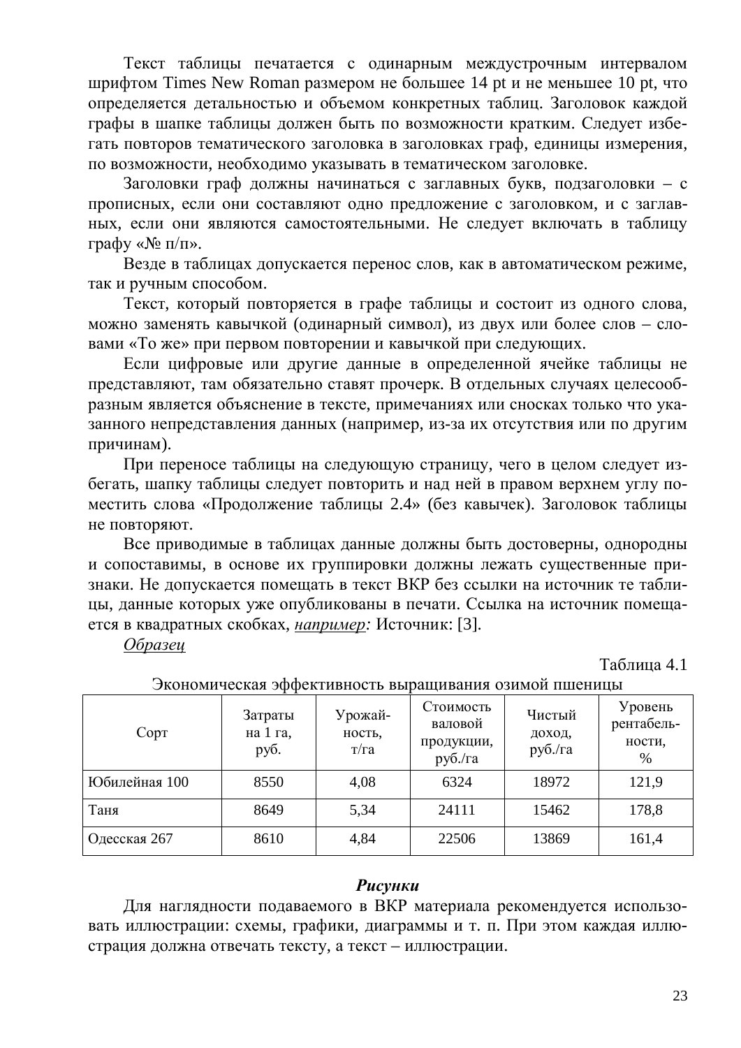Текст таблицы печатается с одинарным междустрочным интервалом шрифтом Times New Roman размером не большее 14 pt и не меньшее 10 pt, что определяется детальностью и объемом конкретных таблиц. Заголовок каждой графы в шапке таблицы должен быть по возможности кратким. Следует избегать повторов тематического заголовка в заголовках граф, единицы измерения, по возможности, необходимо указывать в тематическом заголовке.

Заголовки граф должны начинаться с заглавных букв, подзаголовки – с прописных, если они составляют одно предложение с заголовком, и с заглавных, если они являются самостоятельными. Не следует включать в таблицу графу «№ п/п».

Везде в таблицах допускается перенос слов, как в автоматическом режиме, так и ручным способом.

Текст, который повторяется в графе таблицы и состоит из одного слова, можно заменять кавычкой (одинарный символ), из двух или более слов – словами «То же» при первом повторении и кавычкой при следующих.

Если цифровые или другие данные в определенной ячейке таблицы не представляют, там обязательно ставят прочерк. В отдельных случаях целесообразным является объяснение в тексте, примечаниях или сносках только что указанного непредставления данных (например, из-за их отсутствия или по другим причинам).

При переносе таблицы на следующую страницу, чего в целом следует избегать, шапку таблицы следует повторить и над ней в правом верхнем углу поместить слова «Продолжение таблицы 2.4» (без кавычек). Заголовок таблицы не повторяют.

Все приводимые в таблицах данные должны быть достоверны, однородны и сопоставимы, в основе их группировки должны лежать существенные признаки. Не допускается помещать в текст ВКР без ссылки на источник те таблицы, данные которых уже опубликованы в печати. Ссылка на источник помещается в квадратных скобках, *<u>например</u>:* Источник: [3].

*<u>Образец</u>*

Таблица 4.1

Экономическая эффективность выращивания озимой пшеницы

| Сорт | Затраты на 1 га, руб. | Урожайность, т/га | Стоимость валовой продукции, руб./га | Чистый доход, руб./га | Уровень рентабельности, % |
|---|---|---|---|---|---|
| Юбилейная 100 | 8550 | 4,08 | 6324 | 18972 | 121,9 |
| Таня | 8649 | 5,34 | 24111 | 15462 | 178,8 |
| Одесская 267 | 8610 | 4,84 | 22506 | 13869 | 161,4 |

### *Рисунки*

Для наглядности подаваемого в ВКР материала рекомендуется использовать иллюстрации: схемы, графики, диаграммы и т. п. При этом каждая иллюстрация должна отвечать тексту, а текст – иллюстрации.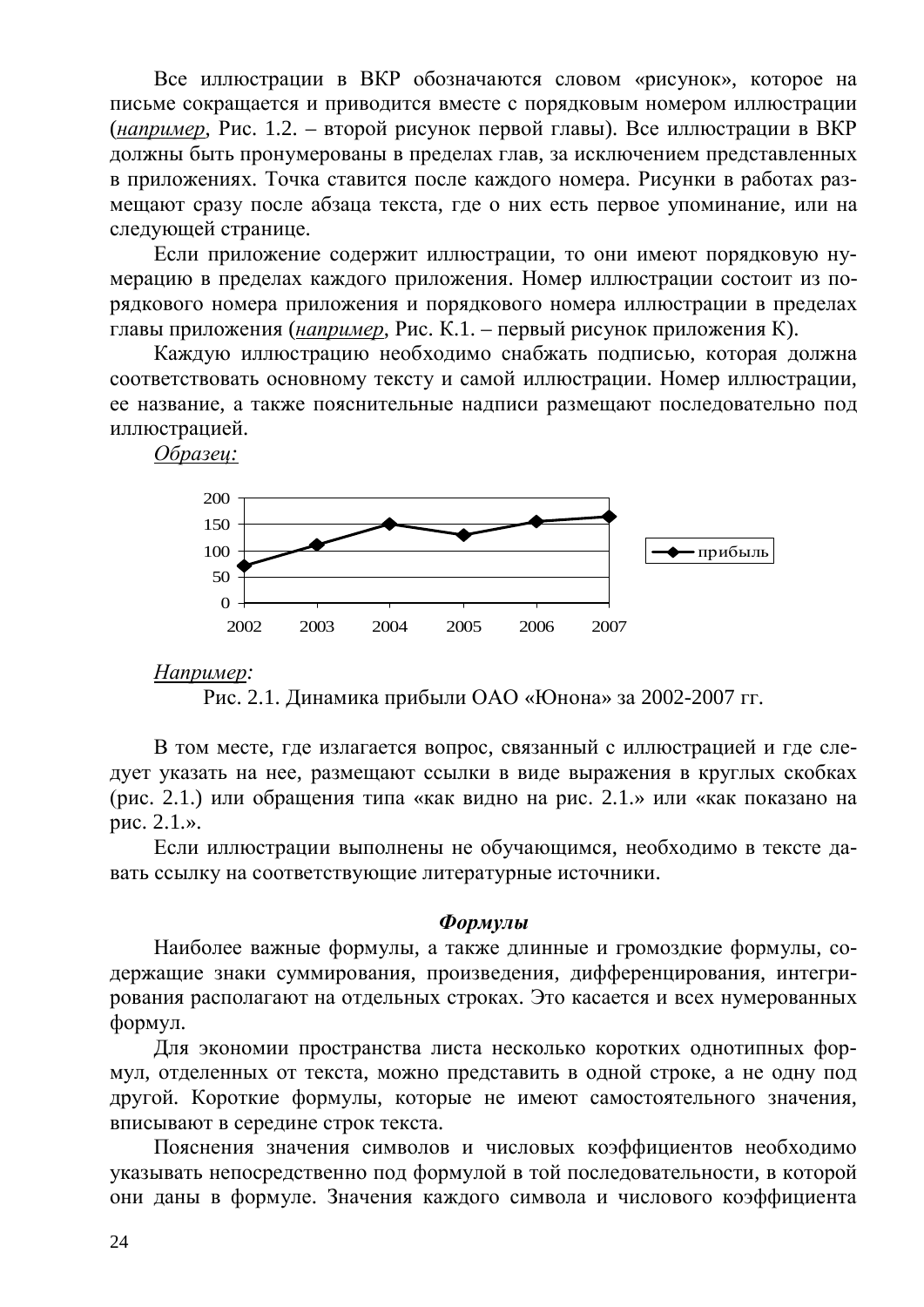Все иллюстрации в ВКР обозначаются словом «рисунок», которое на письме сокращается и приводится вместе с порядковым номером иллюстрации (*например*, Рис. 1.2. – второй рисунок первой главы). Все иллюстрации в ВКР должны быть пронумерованы в пределах глав, за исключением представленных в приложениях. Точка ставится после каждого номера. Рисунки в работах размещают сразу после абзаца текста, где о них есть первое упоминание, или на следующей странице.

Если приложение содержит иллюстрации, то они имеют порядковую нумерацию в пределах каждого приложения. Номер иллюстрации состоит из порядкового номера приложения и порядкового номера иллюстрации в пределах главы приложения (*например*, Рис. К.1. – первый рисунок приложения К).

Каждую иллюстрацию необходимо снабжать подписью, которая должна соответствовать основному тексту и самой иллюстрации. Номер иллюстрации, ее название, а также пояснительные надписи размещают последовательно под иллюстрацией.

*Образец:*

200
150
100
50
0
2002 2003 2004 2005 2006 2007
прибыль

*Например:*

Рис. 2.1. Динамика прибыли ОАО «Юнона» за 2002-2007 гг.

В том месте, где излагается вопрос, связанный с иллюстрацией и где следует указать на нее, размещают ссылки в виде выражения в круглых скобках (рис. 2.1.) или обращения типа «как видно на рис. 2.1.» или «как показано на рис. 2.1.».

Если иллюстрации выполнены не обучающимся, необходимо в тексте давать ссылку на соответствующие литературные источники.

### ***Формулы***

Наиболее важные формулы, а также длинные и громоздкие формулы, содержащие знаки суммирования, произведения, дифференцирования, интегрирования располагают на отдельных строках. Это касается и всех нумерованных формул.

Для экономии пространства листа несколько коротких однотипных формул, отделенных от текста, можно представить в одной строке, а не одну под другой. Короткие формулы, которые не имеют самостоятельного значения, вписывают в середине строк текста.

Пояснения значения символов и числовых коэффициентов необходимо указывать непосредственно под формулой в той последовательности, в которой они даны в формуле. Значения каждого символа и числового коэффициента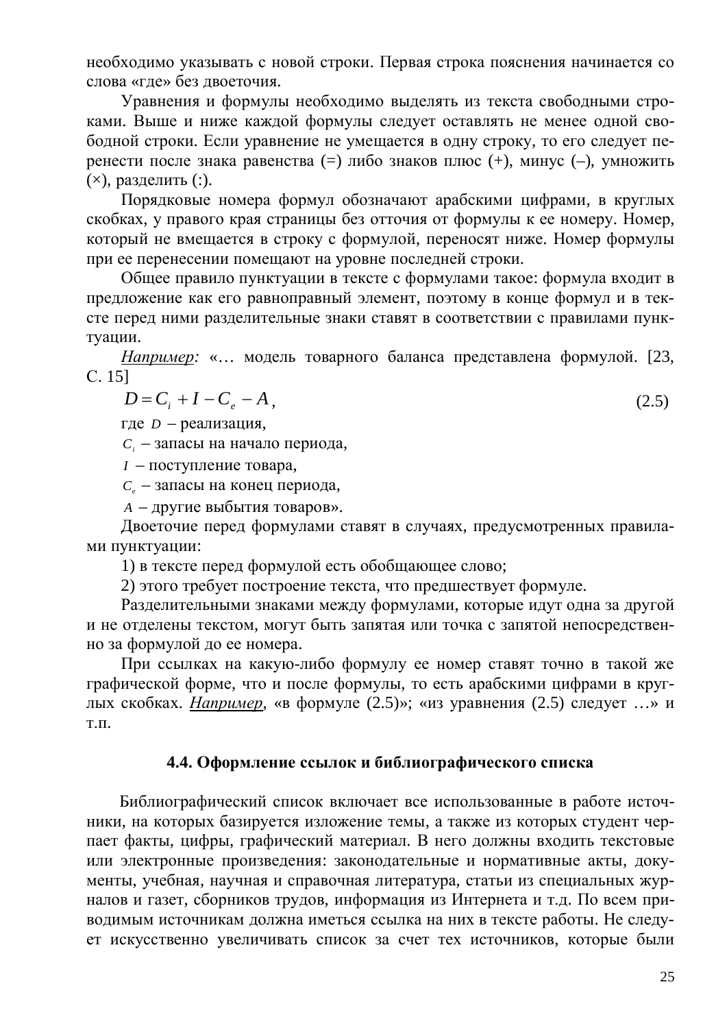необходимо указывать с новой строки. Первая строка пояснения начинается со слова «где» без двоеточия.

Уравнения и формулы необходимо выделять из текста свободными строками. Выше и ниже каждой формулы следует оставлять не менее одной свободной строки. Если уравнение не умещается в одну строку, то его следует перенести после знака равенства (=) либо знаков плюс (+), минус (–), умножить (×), разделить (:).

Порядковые номера формул обозначают арабскими цифрами, в круглых скобках, у правого края страницы без отточия от формулы к ее номеру. Номер, который не вмещается в строку с формулой, переносят ниже. Номер формулы при ее перенесении помещают на уровне последней строки.

Общее правило пунктуации в тексте с формулами такое: формула входит в предложение как его равноправный элемент, поэтому в конце формул и в тексте перед ними разделительные знаки ставят в соответствии с правилами пунктуации.

*Например:* «… модель товарного баланса представлена формулой. [23, С. 15]

$$D = C_i + I - C_e - A, \tag{2.5}$$

где $D$ – реализация,

$C_i$ – запасы на начало периода,

$I$ – поступление товара,

$C_e$ – запасы на конец периода,

$A$ – другие выбытия товаров».

Двоеточие перед формулами ставят в случаях, предусмотренных правилами пунктуации:

1) в тексте перед формулой есть обобщающее слово;

2) этого требует построение текста, что предшествует формуле.

Разделительными знаками между формулами, которые идут одна за другой и не отделены текстом, могут быть запятая или точка с запятой непосредственно за формулой до ее номера.

При ссылках на какую-либо формулу ее номер ставят точно в такой же графической форме, что и после формулы, то есть арабскими цифрами в круглых скобках. *Например*, «в формуле (2.5)»; «из уравнения (2.5) следует …» и т.п.

## 4.4. Оформление ссылок и библиографического списка

Библиографический список включает все использованные в работе источники, на которых базируется изложение темы, а также из которых студент черпает факты, цифры, графический материал. В него должны входить текстовые или электронные произведения: законодательные и нормативные акты, документы, учебная, научная и справочная литература, статьи из специальных журналов и газет, сборников трудов, информация из Интернета и т.д. По всем приводимым источникам должна иметься ссылка на них в тексте работы. Не следует искусственно увеличивать список за счет тех источников, которые были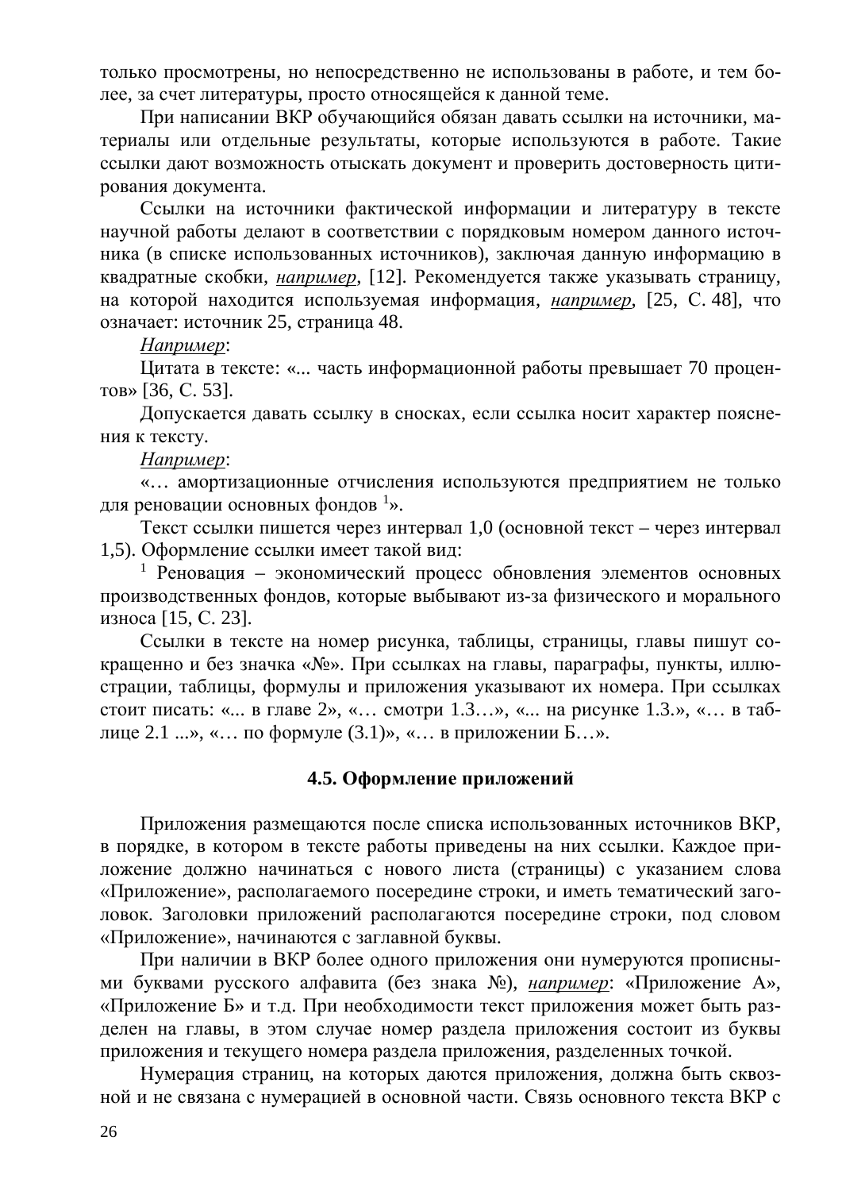только просмотрены, но непосредственно не использованы в работе, и тем более, за счет литературы, просто относящейся к данной теме.

При написании ВКР обучающийся обязан давать ссылки на источники, материалы или отдельные результаты, которые используются в работе. Такие ссылки дают возможность отыскать документ и проверить достоверность цитирования документа.

Ссылки на источники фактической информации и литературу в тексте научной работы делают в соответствии с порядковым номером данного источника (в списке использованных источников), заключая данную информацию в квадратные скобки, *например*, [12]. Рекомендуется также указывать страницу, на которой находится используемая информация, *например*, [25, С. 48], что означает: источник 25, страница 48.

*Например*:

Цитата в тексте: «... часть информационной работы превышает 70 процентов» [36, С. 53].

Допускается давать ссылку в сносках, если ссылка носит характер пояснения к тексту.

*Например*:

«… амортизационные отчисления используются предприятием не только для реновации основных фондов [1]».

Текст ссылки пишется через интервал 1,0 (основной текст – через интервал 1,5). Оформление ссылки имеет такой вид:

[1] Реновация – экономический процесс обновления элементов основных производственных фондов, которые выбывают из-за физического и морального износа [15, С. 23].

Ссылки в тексте на номер рисунка, таблицы, страницы, главы пишут сокращенно и без значка «№». При ссылках на главы, параграфы, пункты, иллюстрации, таблицы, формулы и приложения указывают их номера. При ссылках стоит писать: «... в главе 2», «… смотри 1.3…», «... на рисунке 1.3.», «… в таблице 2.1 ...», «… по формуле (3.1)», «… в приложении Б…».

### 4.5. Оформление приложений

Приложения размещаются после списка использованных источников ВКР, в порядке, в котором в тексте работы приведены на них ссылки. Каждое приложение должно начинаться с нового листа (страницы) с указанием слова «Приложение», располагаемого посередине строки, и иметь тематический заголовок. Заголовки приложений располагаются посередине строки, под словом «Приложение», начинаются с заглавной буквы.

При наличии в ВКР более одного приложения они нумеруются прописными буквами русского алфавита (без знака №), *например*: «Приложение А», «Приложение Б» и т.д. При необходимости текст приложения может быть разделен на главы, в этом случае номер раздела приложения состоит из буквы приложения и текущего номера раздела приложения, разделенных точкой.

Нумерация страниц, на которых даются приложения, должна быть сквозной и не связана с нумерацией в основной части. Связь основного текста ВКР с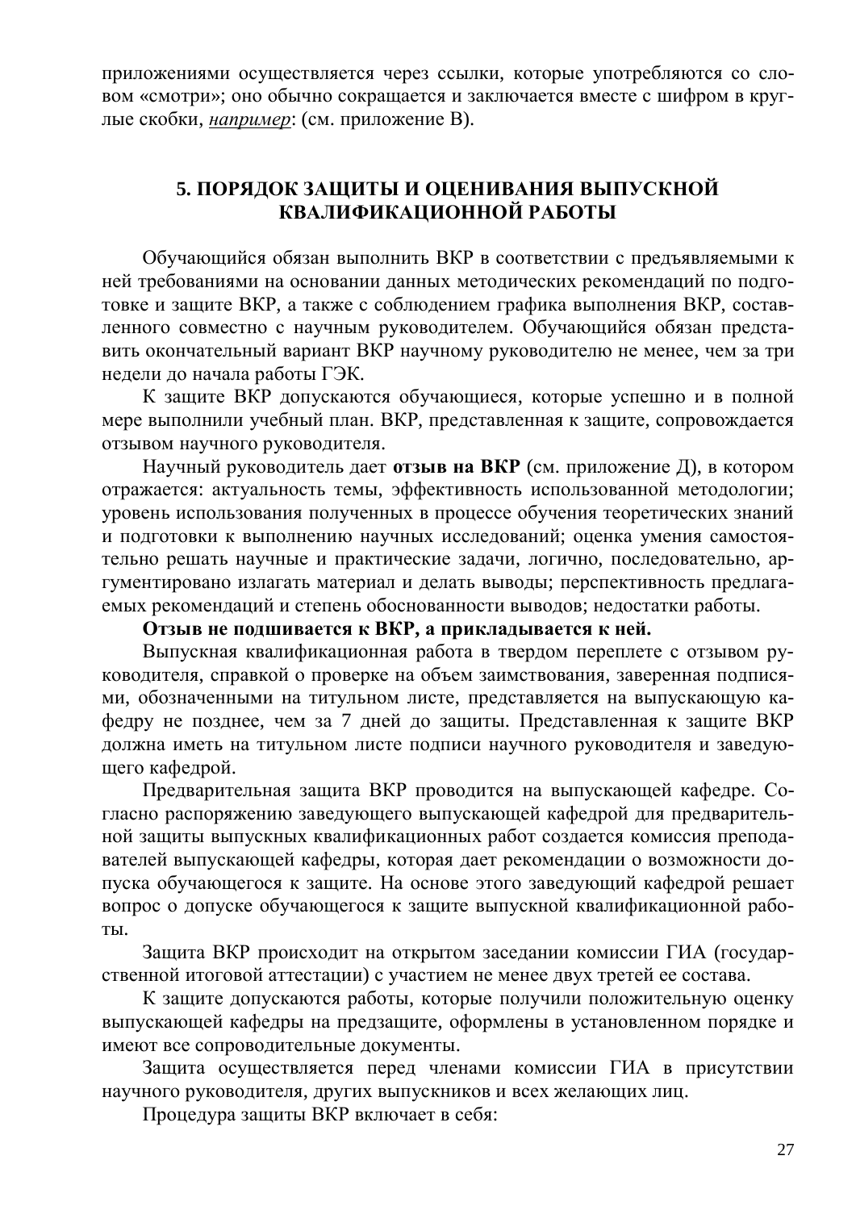приложениями осуществляется через ссылки, которые употребляются со словом «смотри»; оно обычно сокращается и заключается вместе с шифром в круглые скобки, *например*: (см. приложение В).

## 5. ПОРЯДОК ЗАЩИТЫ И ОЦЕНИВАНИЯ ВЫПУСКНОЙ КВАЛИФИКАЦИОННОЙ РАБОТЫ

Обучающийся обязан выполнить ВКР в соответствии с предъявляемыми к ней требованиями на основании данных методических рекомендаций по подготовке и защите ВКР, а также с соблюдением графика выполнения ВКР, составленного совместно с научным руководителем. Обучающийся обязан представить окончательный вариант ВКР научному руководителю не менее, чем за три недели до начала работы ГЭК.

К защите ВКР допускаются обучающиеся, которые успешно и в полной мере выполнили учебный план. ВКР, представленная к защите, сопровождается отзывом научного руководителя.

Научный руководитель дает **отзыв на ВКР** (см. приложение Д), в котором отражается: актуальность темы, эффективность использованной методологии; уровень использования полученных в процессе обучения теоретических знаний и подготовки к выполнению научных исследований; оценка умения самостоятельно решать научные и практические задачи, логично, последовательно, аргументировано излагать материал и делать выводы; перспективность предлагаемых рекомендаций и степень обоснованности выводов; недостатки работы.

**Отзыв не подшивается к ВКР, а прикладывается к ней.**

Выпускная квалификационная работа в твердом переплете с отзывом руководителя, справкой о проверке на объем заимствования, заверенная подписями, обозначенными на титульном листе, представляется на выпускающую кафедру не позднее, чем за 7 дней до защиты. Представленная к защите ВКР должна иметь на титульном листе подписи научного руководителя и заведующего кафедрой.

Предварительная защита ВКР проводится на выпускающей кафедре. Согласно распоряжению заведующего выпускающей кафедрой для предварительной защиты выпускных квалификационных работ создается комиссия преподавателей выпускающей кафедры, которая дает рекомендации о возможности допуска обучающегося к защите. На основе этого заведующий кафедрой решает вопрос о допуске обучающегося к защите выпускной квалификационной работы.

Защита ВКР происходит на открытом заседании комиссии ГИА (государственной итоговой аттестации) с участием не менее двух третей ее состава.

К защите допускаются работы, которые получили положительную оценку выпускающей кафедры на предзащите, оформлены в установленном порядке и имеют все сопроводительные документы.

Защита осуществляется перед членами комиссии ГИА в присутствии научного руководителя, других выпускников и всех желающих лиц.

Процедура защиты ВКР включает в себя: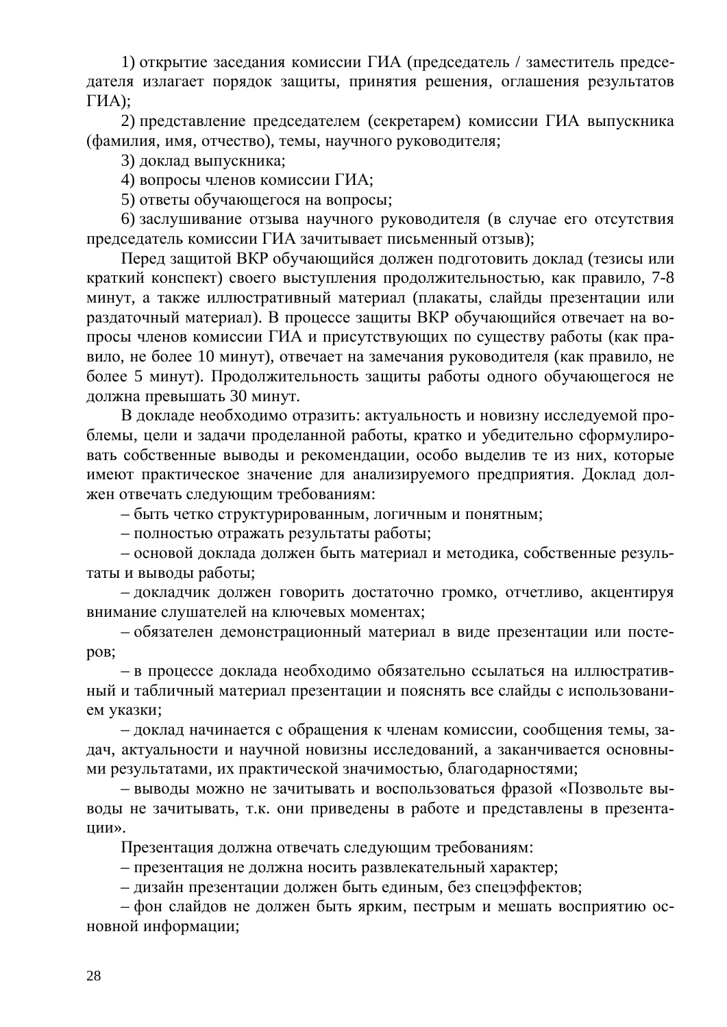1) открытие заседания комиссии ГИА (председатель / заместитель председателя излагает порядок защиты, принятия решения, оглашения результатов ГИА);

2) представление председателем (секретарем) комиссии ГИА выпускника (фамилия, имя, отчество), темы, научного руководителя;

3) доклад выпускника;

4) вопросы членов комиссии ГИА;

5) ответы обучающегося на вопросы;

6) заслушивание отзыва научного руководителя (в случае его отсутствия председатель комиссии ГИА зачитывает письменный отзыв);

Перед защитой ВКР обучающийся должен подготовить доклад (тезисы или краткий конспект) своего выступления продолжительностью, как правило, 7-8 минут, а также иллюстративный материал (плакаты, слайды презентации или раздаточный материал). В процессе защиты ВКР обучающийся отвечает на вопросы членов комиссии ГИА и присутствующих по существу работы (как правило, не более 10 минут), отвечает на замечания руководителя (как правило, не более 5 минут). Продолжительность защиты работы одного обучающегося не должна превышать 30 минут.

В докладе необходимо отразить: актуальность и новизну исследуемой проблемы, цели и задачи проделанной работы, кратко и убедительно сформулировать собственные выводы и рекомендации, особо выделив те из них, которые имеют практическое значение для анализируемого предприятия. Доклад должен отвечать следующим требованиям:

– быть четко структурированным, логичным и понятным;

– полностью отражать результаты работы;

– основой доклада должен быть материал и методика, собственные результаты и выводы работы;

– докладчик должен говорить достаточно громко, отчетливо, акцентируя внимание слушателей на ключевых моментах;

– обязателен демонстрационный материал в виде презентации или постеров;

– в процессе доклада необходимо обязательно ссылаться на иллюстративный и табличный материал презентации и пояснять все слайды с использованием указки;

– доклад начинается с обращения к членам комиссии, сообщения темы, задач, актуальности и научной новизны исследований, а заканчивается основными результатами, их практической значимостью, благодарностями;

– выводы можно не зачитывать и воспользоваться фразой «Позвольте выводы не зачитывать, т.к. они приведены в работе и представлены в презентации».

Презентация должна отвечать следующим требованиям:

– презентация не должна носить развлекательный характер;

– дизайн презентации должен быть единым, без спецэффектов;

– фон слайдов не должен быть ярким, пестрым и мешать восприятию основной информации;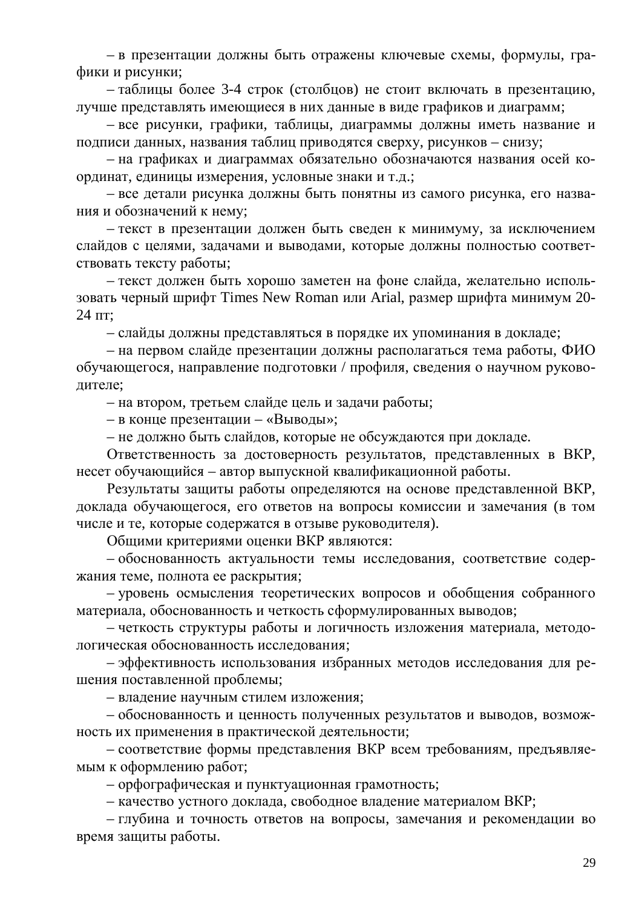– в презентации должны быть отражены ключевые схемы, формулы, графики и рисунки;

– таблицы более 3-4 строк (столбцов) не стоит включать в презентацию, лучше представлять имеющиеся в них данные в виде графиков и диаграмм;

– все рисунки, графики, таблицы, диаграммы должны иметь название и подписи данных, названия таблиц приводятся сверху, рисунков – снизу;

– на графиках и диаграммах обязательно обозначаются названия осей координат, единицы измерения, условные знаки и т.д.;

– все детали рисунка должны быть понятны из самого рисунка, его названия и обозначений к нему;

– текст в презентации должен быть сведен к минимуму, за исключением слайдов с целями, задачами и выводами, которые должны полностью соответствовать тексту работы;

– текст должен быть хорошо заметен на фоне слайда, желательно использовать черный шрифт Times New Roman или Arial, размер шрифта минимум 20-24 пт;

– слайды должны представляться в порядке их упоминания в докладе;

– на первом слайде презентации должны располагаться тема работы, ФИО обучающегося, направление подготовки / профиля, сведения о научном руководителе;

– на втором, третьем слайде цель и задачи работы;

– в конце презентации – «Выводы»;

– не должно быть слайдов, которые не обсуждаются при докладе.

Ответственность за достоверность результатов, представленных в ВКР, несет обучающийся – автор выпускной квалификационной работы.

Результаты защиты работы определяются на основе представленной ВКР, доклада обучающегося, его ответов на вопросы комиссии и замечания (в том числе и те, которые содержатся в отзыве руководителя).

Общими критериями оценки ВКР являются:

– обоснованность актуальности темы исследования, соответствие содержания теме, полнота ее раскрытия;

– уровень осмысления теоретических вопросов и обобщения собранного материала, обоснованность и четкость сформулированных выводов;

– четкость структуры работы и логичность изложения материала, методологическая обоснованность исследования;

– эффективность использования избранных методов исследования для решения поставленной проблемы;

– владение научным стилем изложения;

– обоснованность и ценность полученных результатов и выводов, возможность их применения в практической деятельности;

– соответствие формы представления ВКР всем требованиям, предъявляемым к оформлению работ;

– орфографическая и пунктуационная грамотность;

– качество устного доклада, свободное владение материалом ВКР;

– глубина и точность ответов на вопросы, замечания и рекомендации во время защиты работы.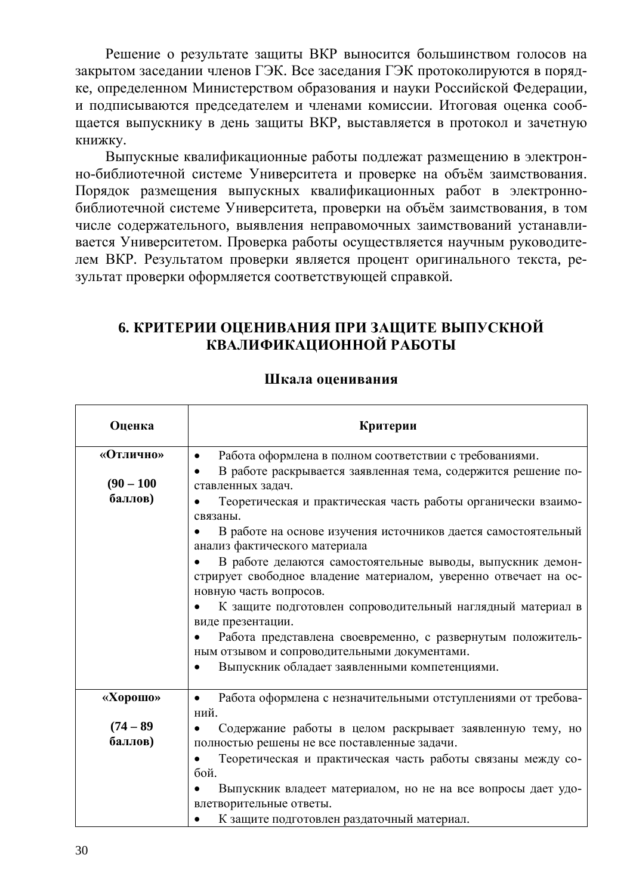Решение о результате защиты ВКР выносится большинством голосов на закрытом заседании членов ГЭК. Все заседания ГЭК протоколируются в порядке, определенном Министерством образования и науки Российской Федерации, и подписываются председателем и членами комиссии. Итоговая оценка сообщается выпускнику в день защиты ВКР, выставляется в протокол и зачетную книжку.

Выпускные квалификационные работы подлежат размещению в электронно-библиотечной системе Университета и проверке на объём заимствования. Порядок размещения выпускных квалификационных работ в электронно-библиотечной системе Университета, проверки на объём заимствования, в том числе содержательного, выявления неправомочных заимствований устанавливается Университетом. Проверка работы осуществляется научным руководителем ВКР. Результатом проверки является процент оригинального текста, результат проверки оформляется соответствующей справкой.

## 6. КРИТЕРИИ ОЦЕНИВАНИЯ ПРИ ЗАЩИТЕ ВЫПУСКНОЙ КВАЛИФИКАЦИОННОЙ РАБОТЫ

### Шкала оценивания

| Оценка | Критерии |
|---|---|
| **«Отлично»** <br><br> **(90 – 100 баллов)** | • Работа оформлена в полном соответствии с требованиями. <br> • В работе раскрывается заявленная тема, содержится решение поставленных задач. <br> • Теоретическая и практическая часть работы органически взаимосвязаны. <br> • В работе на основе изучения источников дается самостоятельный анализ фактического материала <br> • В работе делаются самостоятельные выводы, выпускник демонстрирует свободное владение материалом, уверенно отвечает на основную часть вопросов. <br> • К защите подготовлен сопроводительный наглядный материал в виде презентации. <br> • Работа представлена своевременно, с развернутым положительным отзывом и сопроводительными документами. <br> • Выпускник обладает заявленными компетенциями. |
| **«Хорошо»** <br><br> **(74 – 89 баллов)** | • Работа оформлена с незначительными отступлениями от требований. <br> • Содержание работы в целом раскрывает заявленную тему, но полностью решены не все поставленные задачи. <br> • Теоретическая и практическая часть работы связаны между собой. <br> • Выпускник владеет материалом, но не на все вопросы дает удовлетворительные ответы. <br> • К защите подготовлен раздаточный материал. |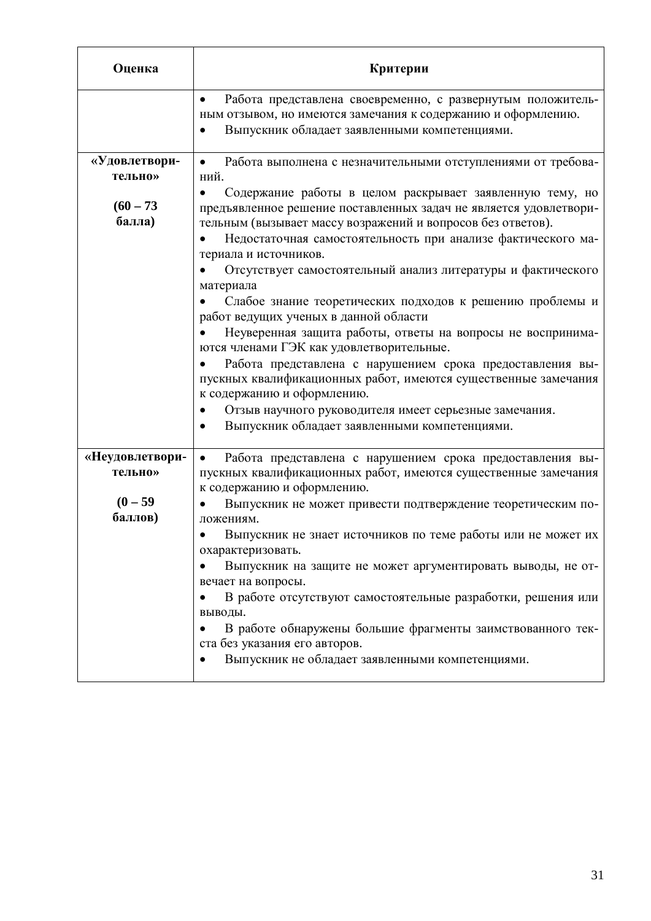| Оценка | Критерии |
|---|---|
| | • Работа представлена своевременно, с развернутым положительным отзывом, но имеются замечания к содержанию и оформлению.<br>• Выпускник обладает заявленными компетенциями. |
| **«Удовлетворительно»**<br><br>**(60 – 73 балла)** | • Работа выполнена с незначительными отступлениями от требований.<br>• Содержание работы в целом раскрывает заявленную тему, но предъявленное решение поставленных задач не является удовлетворительным (вызывает массу возражений и вопросов без ответов).<br>• Недостаточная самостоятельность при анализе фактического материала и источников.<br>• Отсутствует самостоятельный анализ литературы и фактического материала<br>• Слабое знание теоретических подходов к решению проблемы и работ ведущих ученых в данной области<br>• Неуверенная защита работы, ответы на вопросы не воспринимаются членами ГЭК как удовлетворительные.<br>• Работа представлена с нарушением срока предоставления выпускных квалификационных работ, имеются существенные замечания к содержанию и оформлению.<br>• Отзыв научного руководителя имеет серьезные замечания.<br>• Выпускник обладает заявленными компетенциями. |
| **«Неудовлетворительно»**<br><br>**(0 – 59 баллов)** | • Работа представлена с нарушением срока предоставления выпускных квалификационных работ, имеются существенные замечания к содержанию и оформлению.<br>• Выпускник не может привести подтверждение теоретическим положениям.<br>• Выпускник не знает источников по теме работы или не может их охарактеризовать.<br>• Выпускник на защите не может аргументировать выводы, не отвечает на вопросы.<br>• В работе отсутствуют самостоятельные разработки, решения или выводы.<br>• В работе обнаружены большие фрагменты заимствованного текста без указания его авторов.<br>• Выпускник не обладает заявленными компетенциями. |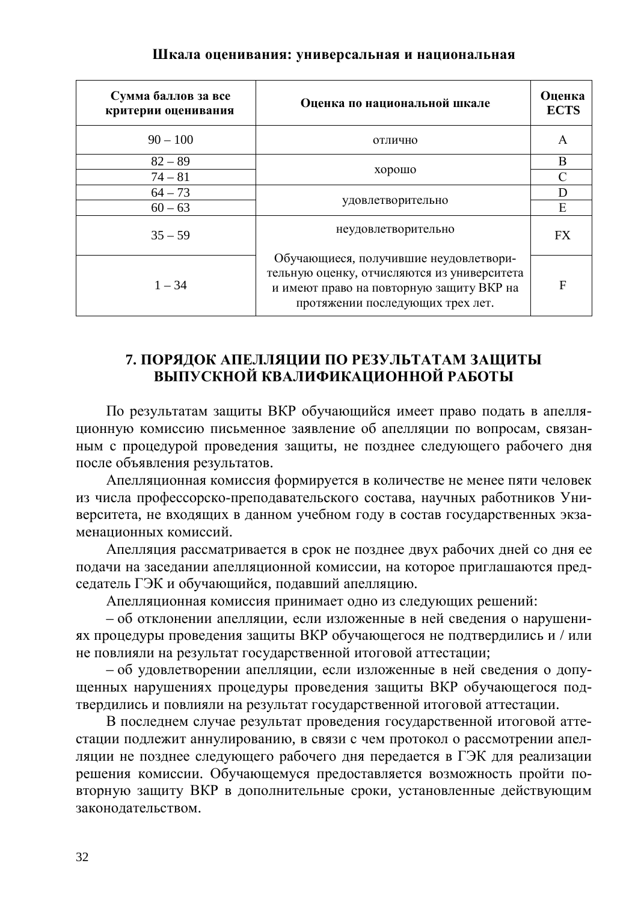**Шкала оценивания: универсальная и национальная**

| Сумма баллов за все критерии оценивания | Оценка по национальной шкале | Оценка ECTS |
|---|---|---|
| 90 – 100 | отлично | A |
| 82 – 89 | хорошо | B |
| 74 – 81 | | C |
| 64 – 73 | удовлетворительно | D |
| 60 – 63 | | E |
| 35 – 59 | неудовлетворительно | FX |
| 1 – 34 | Обучающиеся, получившие неудовлетворительную оценку, отчисляются из университета и имеют право на повторную защиту ВКР на протяжении последующих трех лет. | F |

## 7. ПОРЯДОК АПЕЛЛЯЦИИ ПО РЕЗУЛЬТАТАМ ЗАЩИТЫ ВЫПУСКНОЙ КВАЛИФИКАЦИОННОЙ РАБОТЫ

По результатам защиты ВКР обучающийся имеет право подать в апелляционную комиссию письменное заявление об апелляции по вопросам, связанным с процедурой проведения защиты, не позднее следующего рабочего дня после объявления результатов.

Апелляционная комиссия формируется в количестве не менее пяти человек из числа профессорско-преподавательского состава, научных работников Университета, не входящих в данном учебном году в состав государственных экзаменационных комиссий.

Апелляция рассматривается в срок не позднее двух рабочих дней со дня ее подачи на заседании апелляционной комиссии, на которое приглашаются председатель ГЭК и обучающийся, подавший апелляцию.

Апелляционная комиссия принимает одно из следующих решений:

– об отклонении апелляции, если изложенные в ней сведения о нарушениях процедуры проведения защиты ВКР обучающегося не подтвердились и / или не повлияли на результат государственной итоговой аттестации;

– об удовлетворении апелляции, если изложенные в ней сведения о допущенных нарушениях процедуры проведения защиты ВКР обучающегося подтвердились и повлияли на результат государственной итоговой аттестации.

В последнем случае результат проведения государственной итоговой аттестации подлежит аннулированию, в связи с чем протокол о рассмотрении апелляции не позднее следующего рабочего дня передается в ГЭК для реализации решения комиссии. Обучающемуся предоставляется возможность пройти повторную защиту ВКР в дополнительные сроки, установленные действующим законодательством.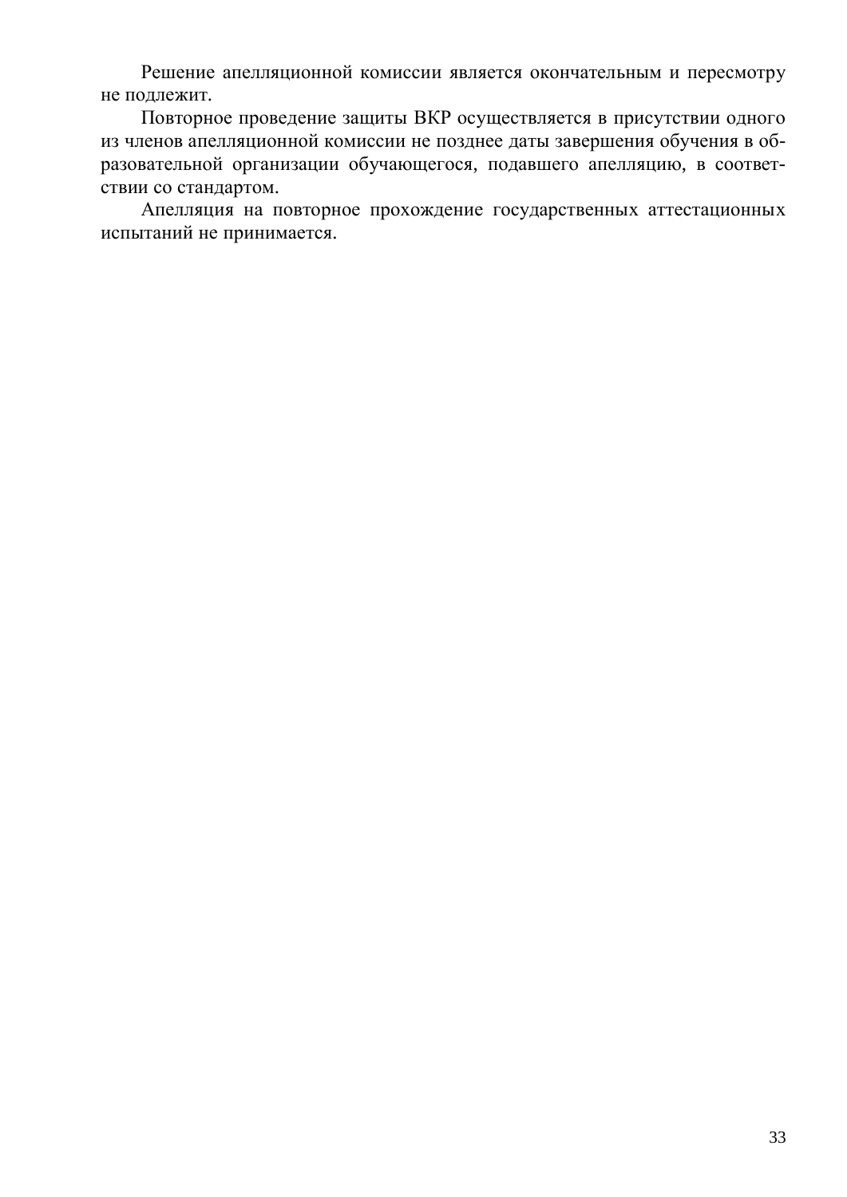Решение апелляционной комиссии является окончательным и пересмотру не подлежит.

Повторное проведение защиты ВКР осуществляется в присутствии одного из членов апелляционной комиссии не позднее даты завершения обучения в образовательной организации обучающегося, подавшего апелляцию, в соответствии со стандартом.

Апелляция на повторное прохождение государственных аттестационных испытаний не принимается.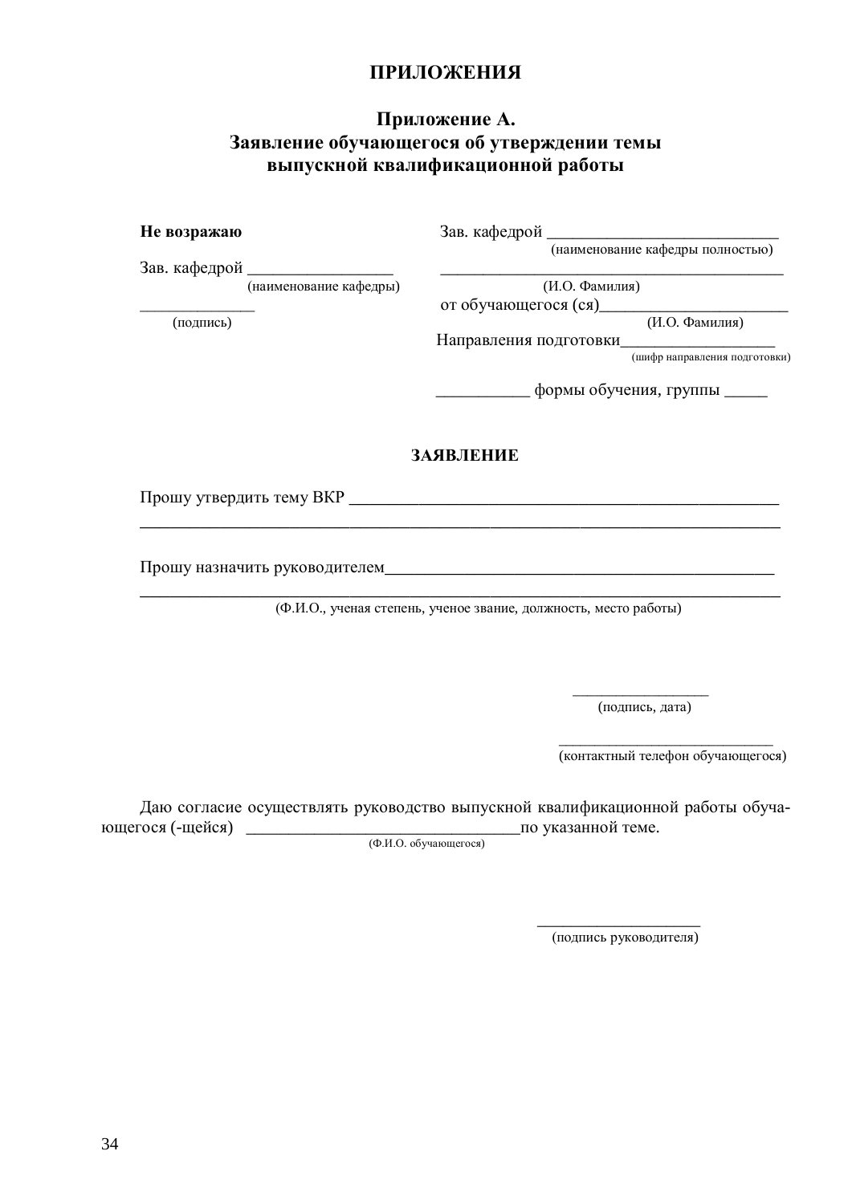# ПРИЛОЖЕНИЯ

## Приложение А.
## Заявление обучающегося об утверждении темы выпускной квалификационной работы

**Не возражаю**

Зав. кафедрой ________________
(наименование кафедры)

_____________
(подпись)

Зав. кафедрой ___________________________
(наименование кафедры полностью)

_______________________________________
(И.О. Фамилия)

от обучающегося (ся)______________________
(И.О. Фамилия)

Направления подготовки_________________
(шифр направления подготовки)

___________ формы обучения, группы _____

### ЗАЯВЛЕНИЕ

Прошу утвердить тему ВКР _________________________________________________
______________________________________________________________________

Прошу назначить руководителем____________________________________________
______________________________________________________________________
(Ф.И.О., ученая степень, ученое звание, должность, место работы)

_________________
(подпись, дата)

___________________________
(контактный телефон обучающегося)

Даю согласие осуществлять руководство выпускной квалификационной работы обучающегося (-щейся) _______________________________по указанной теме.
(Ф.И.О. обучающегося)

___________________
(подпись руководителя)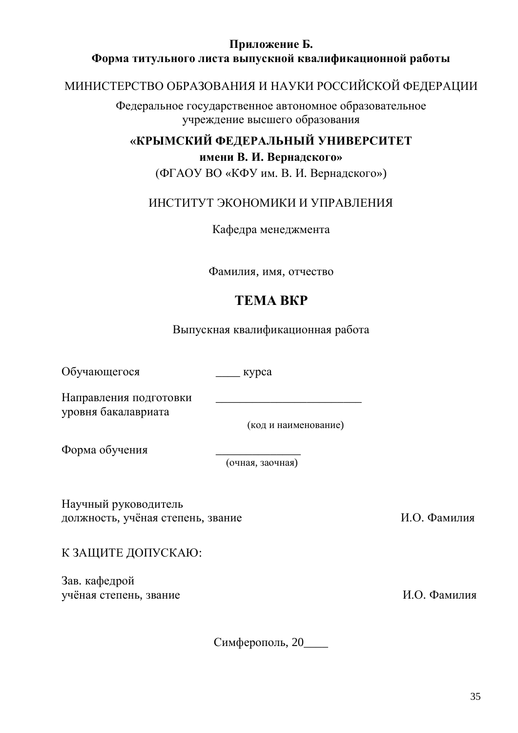**Приложение Б.**
**Форма титульного листа выпускной квалификационной работы**

МИНИСТЕРСТВО ОБРАЗОВАНИЯ И НАУКИ РОССИЙСКОЙ ФЕДЕРАЦИИ

Федеральное государственное автономное образовательное учреждение высшего образования

**«КРЫМСКИЙ ФЕДЕРАЛЬНЫЙ УНИВЕРСИТЕТ**
**имени В. И. Вернадского»**
(ФГАОУ ВО «КФУ им. В. И. Вернадского»)

ИНСТИТУТ ЭКОНОМИКИ И УПРАВЛЕНИЯ

Кафедра менеджмента

Фамилия, имя, отчество

**ТЕМА ВКР**

Выпускная квалификационная работа

Обучающегося ____ курса

Направления подготовки уровня бакалавриата ________________________
(код и наименование)

Форма обучения ______________
(очная, заочная)

Научный руководитель
должность, учёная степень, звание И.О. Фамилия

К ЗАЩИТЕ ДОПУСКАЮ:

Зав. кафедрой
учёная степень, звание И.О. Фамилия

Симферополь, 20____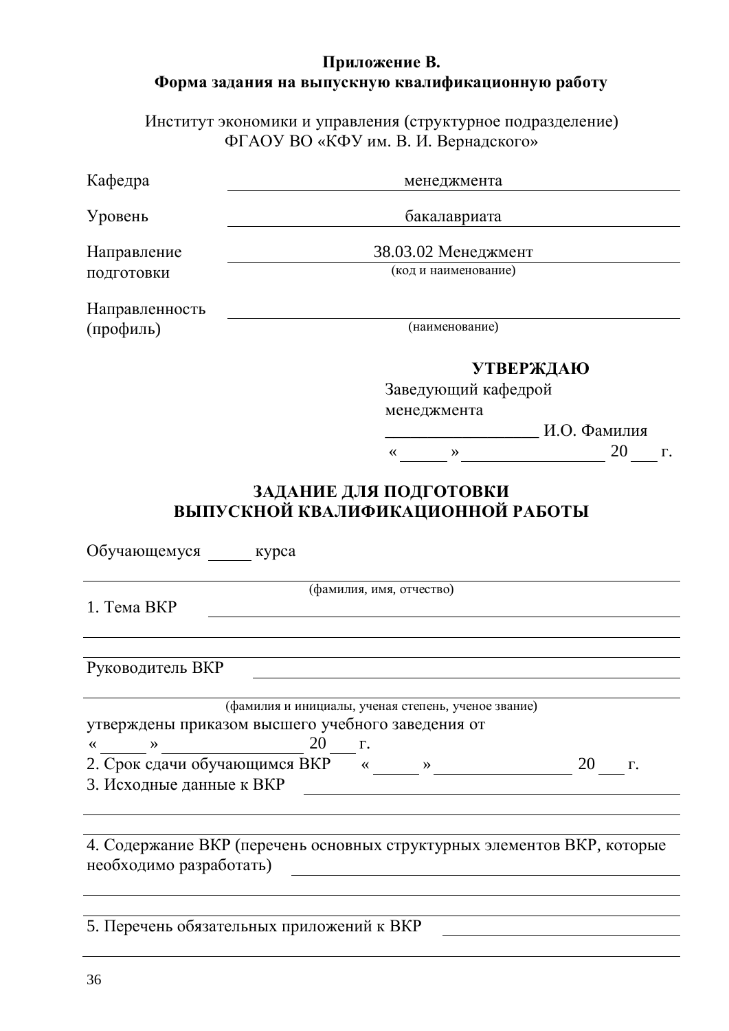**Приложение В.**
**Форма задания на выпускную квалификационную работу**

Институт экономики и управления (структурное подразделение)
ФГАОУ ВО «КФУ им. В. И. Вернадского»

Кафедра ________________ менеджмента ________________

Уровень ________________ бакалавриата ________________

Направление подготовки ________________ 38.03.02 Менеджмент ________________
(код и наименование)

Направленность (профиль) ____________________________________
(наименование)

**УТВЕРЖДАЮ**
Заведующий кафедрой
менеджмента
_________________ И.О. Фамилия
«_____» _______________ 20___ г.

**ЗАДАНИЕ ДЛЯ ПОДГОТОВКИ**
**ВЫПУСКНОЙ КВАЛИФИКАЦИОННОЙ РАБОТЫ**

Обучающемуся _____ курса

_____________________________________________________________
(фамилия, имя, отчество)

1. Тема ВКР _____________________________________________________________

_____________________________________________________________

Руководитель ВКР _____________________________________________________________

_____________________________________________________________
(фамилия и инициалы, ученая степень, ученое звание)

утверждены приказом высшего учебного заведения от
«_____» _______________ 20___ г.

2. Срок сдачи обучающимся ВКР «_____» _______________ 20___ г.

3. Исходные данные к ВКР _____________________________________________________________

_____________________________________________________________

4. Содержание ВКР (перечень основных структурных элементов ВКР, которые необходимо разработать) _____________________________________________________________

_____________________________________________________________

_____________________________________________________________

5. Перечень обязательных приложений к ВКР _____________________________________________________________

_____________________________________________________________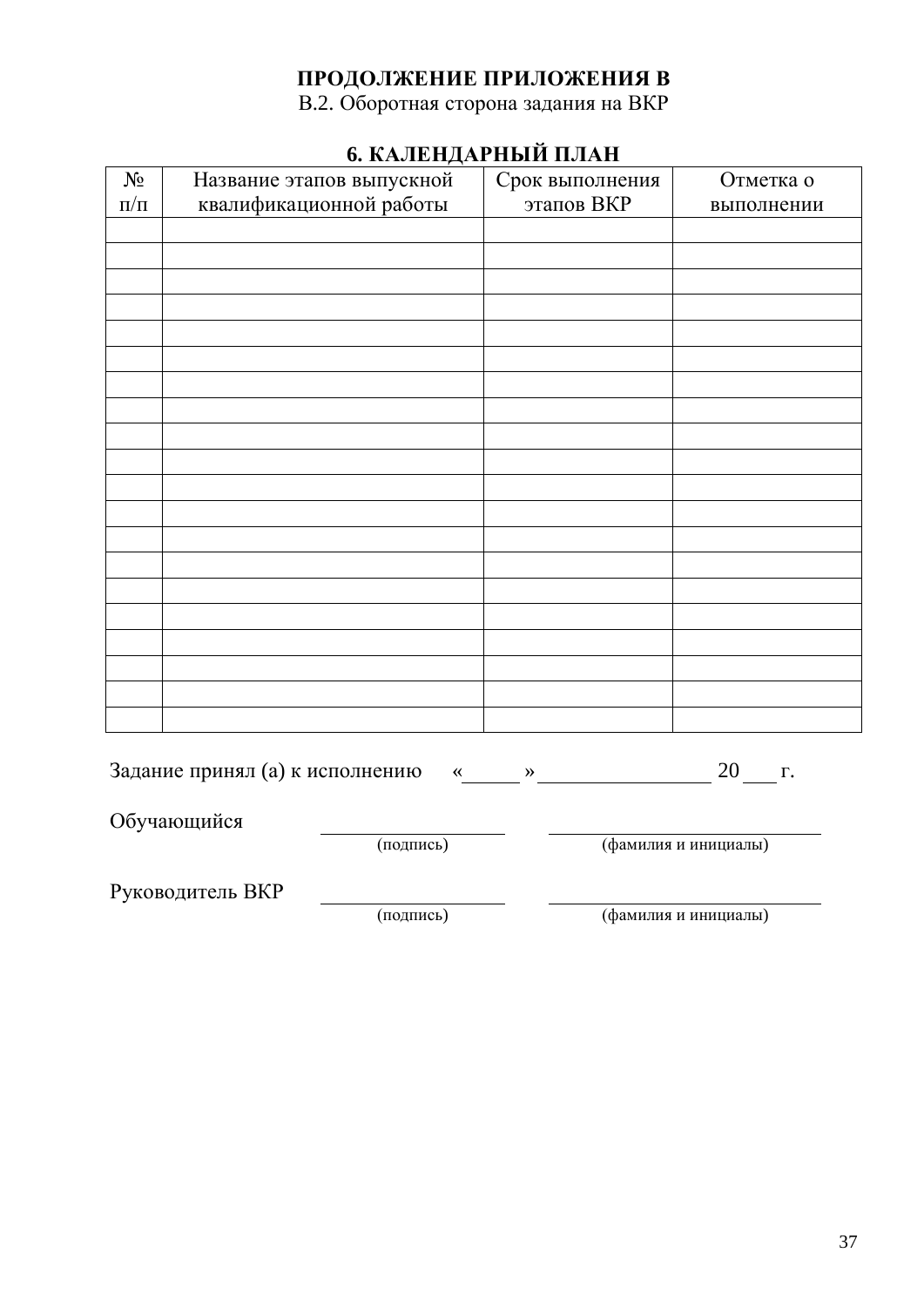**ПРОДОЛЖЕНИЕ ПРИЛОЖЕНИЯ В**

В.2. Оборотная сторона задания на ВКР

## 6. КАЛЕНДАРНЫЙ ПЛАН

| № п/п | Название этапов выпускной квалификационной работы | Срок выполнения этапов ВКР | Отметка о выполнении |
|---|---|---|---|
| | | | |
| | | | |
| | | | |
| | | | |
| | | | |
| | | | |
| | | | |
| | | | |
| | | | |
| | | | |
| | | | |
| | | | |
| | | | |
| | | | |
| | | | |
| | | | |
| | | | |
| | | | |
| | | | |
| | | | |

Задание принял (а) к исполнению «\_\_\_\_\_» \_\_\_\_\_\_\_\_\_\_\_\_\_\_\_ 20\_\_\_ г.

Обучающийся \_\_\_\_\_\_\_\_\_\_\_\_\_\_\_\_\_ \_\_\_\_\_\_\_\_\_\_\_\_\_\_\_\_\_\_\_\_\_\_\_\_\_
(подпись) (фамилия и инициалы)

Руководитель ВКР \_\_\_\_\_\_\_\_\_\_\_\_\_\_\_\_\_ \_\_\_\_\_\_\_\_\_\_\_\_\_\_\_\_\_\_\_\_\_\_\_\_\_
(подпись) (фамилия и инициалы)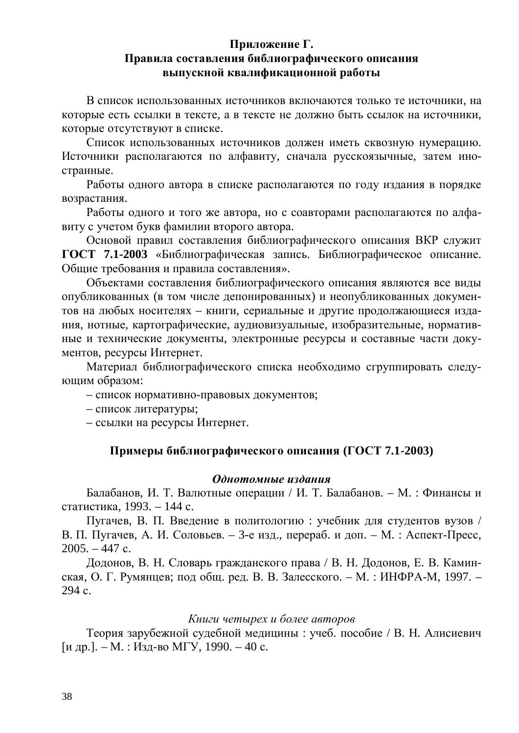## Приложение Г.
## Правила составления библиографического описания выпускной квалификационной работы

В список использованных источников включаются только те источники, на которые есть ссылки в тексте, а в тексте не должно быть ссылок на источники, которые отсутствуют в списке.

Список использованных источников должен иметь сквозную нумерацию. Источники располагаются по алфавиту, сначала русскоязычные, затем иностранные.

Работы одного автора в списке располагаются по году издания в порядке возрастания.

Работы одного и того же автора, но с соавторами располагаются по алфавиту с учетом букв фамилии второго автора.

Основой правил составления библиографического описания ВКР служит **ГОСТ 7.1-2003** «Библиографическая запись. Библиографическое описание. Общие требования и правила составления».

Объектами составления библиографического описания являются все виды опубликованных (в том числе депонированных) и неопубликованных документов на любых носителях – книги, сериальные и другие продолжающиеся издания, нотные, картографические, аудиовизуальные, изобразительные, нормативные и технические документы, электронные ресурсы и составные части документов, ресурсы Интернет.

Материал библиографического списка необходимо сгруппировать следующим образом:

– список нормативно-правовых документов;

– список литературы;

– ссылки на ресурсы Интернет.

### Примеры библиографического описания (ГОСТ 7.1-2003)

***Однотомные издания***

Балабанов, И. Т. Валютные операции / И. Т. Балабанов. – М. : Финансы и статистика, 1993. – 144 с.

Пугачев, В. П. Введение в политологию : учебник для студентов вузов / В. П. Пугачев, А. И. Соловьев. – 3-е изд., перераб. и доп. – М. : Аспект-Пресс, 2005. – 447 с.

Додонов, В. Н. Словарь гражданского права / В. Н. Додонов, Е. В. Каминская, О. Г. Румянцев; под общ. ред. В. В. Залесского. – М. : ИНФРА-М, 1997. – 294 с.

*Книги четырех и более авторов*

Теория зарубежной судебной медицины : учеб. пособие / В. Н. Алисиевич [и др.]. – М. : Изд-во МГУ, 1990. – 40 с.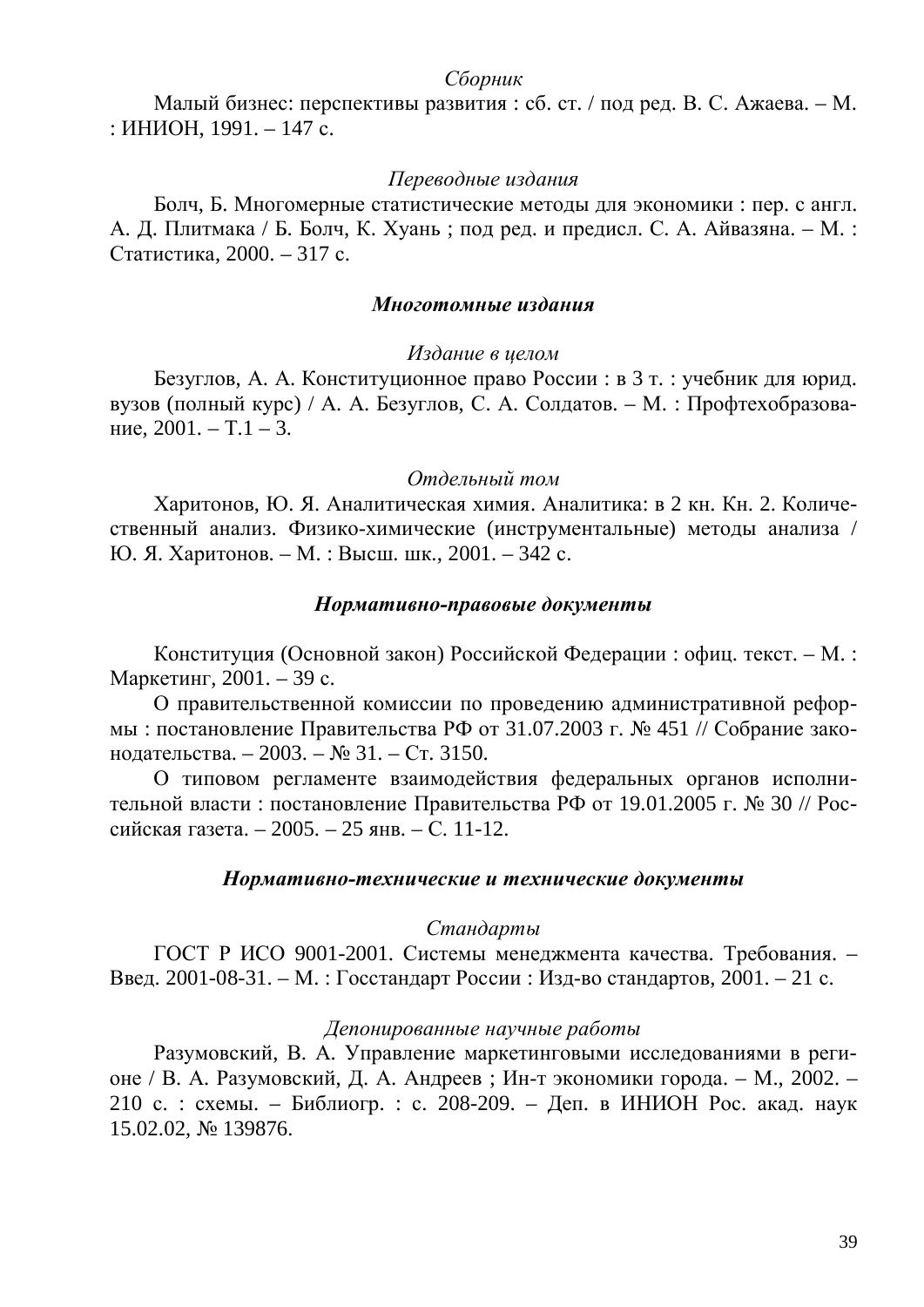*Сборник*

Малый бизнес: перспективы развития : сб. ст. / под ред. В. С. Ажаева. – М. : ИНИОН, 1991. – 147 с.

*Переводные издания*

Болч, Б. Многомерные статистические методы для экономики : пер. с англ. А. Д. Плитмака / Б. Болч, К. Хуань ; под ред. и предисл. С. А. Айвазяна. – М. : Статистика, 2000. – 317 с.

***Многотомные издания***

*Издание в целом*

Безуглов, А. А. Конституционное право России : в 3 т. : учебник для юрид. вузов (полный курс) / А. А. Безуглов, С. А. Солдатов. – М. : Профтехобразование, 2001. – Т.1 – 3.

*Отдельный том*

Харитонов, Ю. Я. Аналитическая химия. Аналитика: в 2 кн. Кн. 2. Количественный анализ. Физико-химические (инструментальные) методы анализа / Ю. Я. Харитонов. – М. : Высш. шк., 2001. – 342 с.

***Нормативно-правовые документы***

Конституция (Основной закон) Российской Федерации : офиц. текст. – М. : Маркетинг, 2001. – 39 с.

О правительственной комиссии по проведению административной реформы : постановление Правительства РФ от 31.07.2003 г. № 451 // Собрание законодательства. – 2003. – № 31. – Ст. 3150.

О типовом регламенте взаимодействия федеральных органов исполнительной власти : постановление Правительства РФ от 19.01.2005 г. № 30 // Российская газета. – 2005. – 25 янв. – С. 11-12.

***Нормативно-технические и технические документы***

*Стандарты*

ГОСТ Р ИСО 9001-2001. Системы менеджмента качества. Требования. – Введ. 2001-08-31. – М. : Госстандарт России : Изд-во стандартов, 2001. – 21 с.

*Депонированные научные работы*

Разумовский, В. А. Управление маркетинговыми исследованиями в регионе / В. А. Разумовский, Д. А. Андреев ; Ин-т экономики города. – М., 2002. – 210 с. : схемы. – Библиогр. : с. 208-209. – Деп. в ИНИОН Рос. акад. наук 15.02.02, № 139876.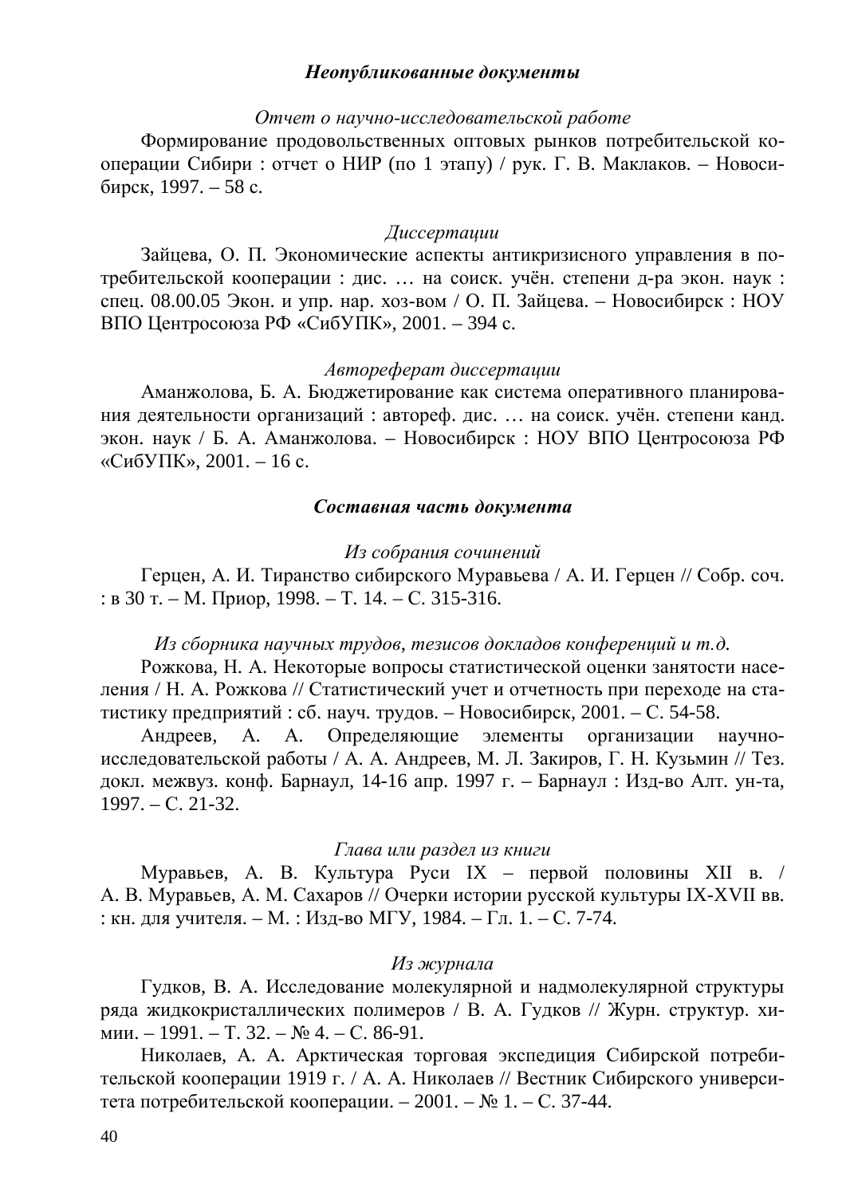### *Неопубликованные документы*

*Отчет о научно-исследовательской работе*

Формирование продовольственных оптовых рынков потребительской кооперации Сибири : отчет о НИР (по 1 этапу) / рук. Г. В. Маклаков. – Новосибирск, 1997. – 58 с.

*Диссертации*

Зайцева, О. П. Экономические аспекты антикризисного управления в потребительской кооперации : дис. … на соиск. учён. степени д-ра экон. наук : спец. 08.00.05 Экон. и упр. нар. хоз-вом / О. П. Зайцева. – Новосибирск : НОУ ВПО Центросоюза РФ «СибУПК», 2001. – 394 с.

*Автореферат диссертации*

Аманжолова, Б. А. Бюджетирование как система оперативного планирования деятельности организаций : автореф. дис. … на соиск. учён. степени канд. экон. наук / Б. А. Аманжолова. – Новосибирск : НОУ ВПО Центросоюза РФ «СибУПК», 2001. – 16 с.

### *Составная часть документа*

*Из собрания сочинений*

Герцен, А. И. Тиранство сибирского Муравьева / А. И. Герцен // Собр. соч. : в 30 т. – М. Приор, 1998. – Т. 14. – С. 315-316.

*Из сборника научных трудов, тезисов докладов конференций и т.д.*

Рожкова, Н. А. Некоторые вопросы статистической оценки занятости населения / Н. А. Рожкова // Статистический учет и отчетность при переходе на статистику предприятий : сб. науч. трудов. – Новосибирск, 2001. – С. 54-58.

Андреев, А. А. Определяющие элементы организации научно-исследовательской работы / А. А. Андреев, М. Л. Закиров, Г. Н. Кузьмин // Тез. докл. межвуз. конф. Барнаул, 14-16 апр. 1997 г. – Барнаул : Изд-во Алт. ун-та, 1997. – С. 21-32.

*Глава или раздел из книги*

Муравьев, А. В. Культура Руси IX – первой половины XII в. / А. В. Муравьев, А. М. Сахаров // Очерки истории русской культуры IX-XVII вв. : кн. для учителя. – М. : Изд-во МГУ, 1984. – Гл. 1. – С. 7-74.

*Из журнала*

Гудков, В. А. Исследование молекулярной и надмолекулярной структуры ряда жидкокристаллических полимеров / В. А. Гудков // Журн. структур. химии. – 1991. – Т. 32. – № 4. – С. 86-91.

Николаев, А. А. Арктическая торговая экспедиция Сибирской потребительской кооперации 1919 г. / А. А. Николаев // Вестник Сибирского университета потребительской кооперации. – 2001. – № 1. – С. 37-44.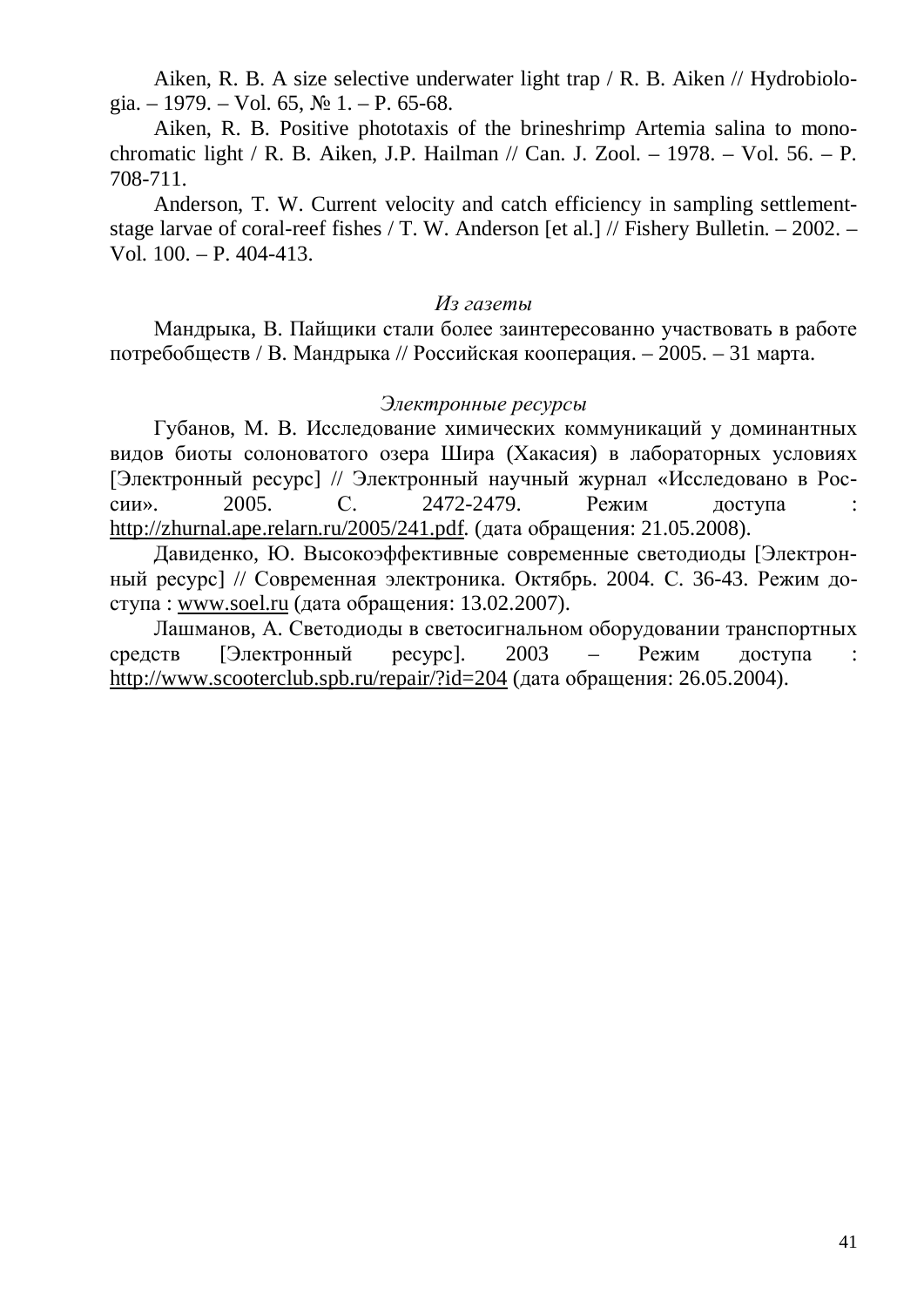Aiken, R. B. A size selective underwater light trap / R. B. Aiken // Hydrobiologia. – 1979. – Vol. 65, № 1. – P. 65-68.

Aiken, R. B. Positive phototaxis of the brineshrimp Artemia salina to monochromatic light / R. B. Aiken, J.P. Hailman // Can. J. Zool. – 1978. – Vol. 56. – P. 708-711.

Anderson, T. W. Current velocity and catch efficiency in sampling settlement-stage larvae of coral-reef fishes / T. W. Anderson [et al.] // Fishery Bulletin. – 2002. – Vol. 100. – P. 404-413.

*Из газеты*

Мандрыка, В. Пайщики стали более заинтересованно участвовать в работе потребобществ / В. Мандрыка // Российская кооперация. – 2005. – 31 марта.

*Электронные ресурсы*

Губанов, М. В. Исследование химических коммуникаций у доминантных видов биоты солоноватого озера Шира (Хакасия) в лабораторных условиях [Электронный ресурс] // Электронный научный журнал «Исследовано в России». 2005. С. 2472-2479. Режим доступа : http://zhurnal.ape.relarn.ru/2005/241.pdf. (дата обращения: 21.05.2008).

Давиденко, Ю. Высокоэффективные современные светодиоды [Электронный ресурс] // Современная электроника. Октябрь. 2004. С. 36-43. Режим доступа : www.soel.ru (дата обращения: 13.02.2007).

Лашманов, А. Светодиоды в светосигнальном оборудовании транспортных средств [Электронный ресурс]. 2003 – Режим доступа : http://www.scooterclub.spb.ru/repair/?id=204 (дата обращения: 26.05.2004).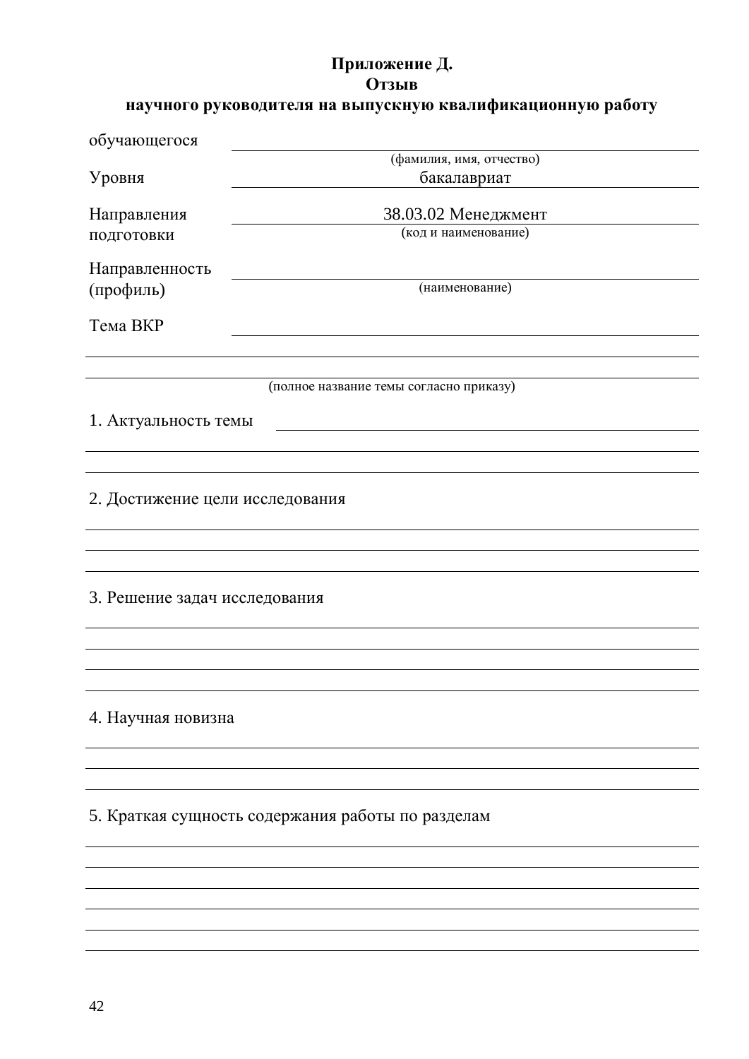**Приложение Д.**
**Отзыв**
**научного руководителя на выпускную квалификационную работу**

обучающегося ______________________________________________
(фамилия, имя, отчество)

Уровня бакалавриат

Направления подготовки 38.03.02 Менеджмент
(код и наименование)

Направленность (профиль) ______________________________________________
(наименование)

Тема ВКР ______________________________________________

______________________________________________

______________________________________________
(полное название темы согласно приказу)

1. Актуальность темы ______________________________________________

______________________________________________

______________________________________________

2. Достижение цели исследования

______________________________________________

______________________________________________

______________________________________________

3. Решение задач исследования

______________________________________________

______________________________________________

______________________________________________

______________________________________________

4. Научная новизна

______________________________________________

______________________________________________

______________________________________________

5. Краткая сущность содержания работы по разделам

______________________________________________

______________________________________________

______________________________________________

______________________________________________

______________________________________________

______________________________________________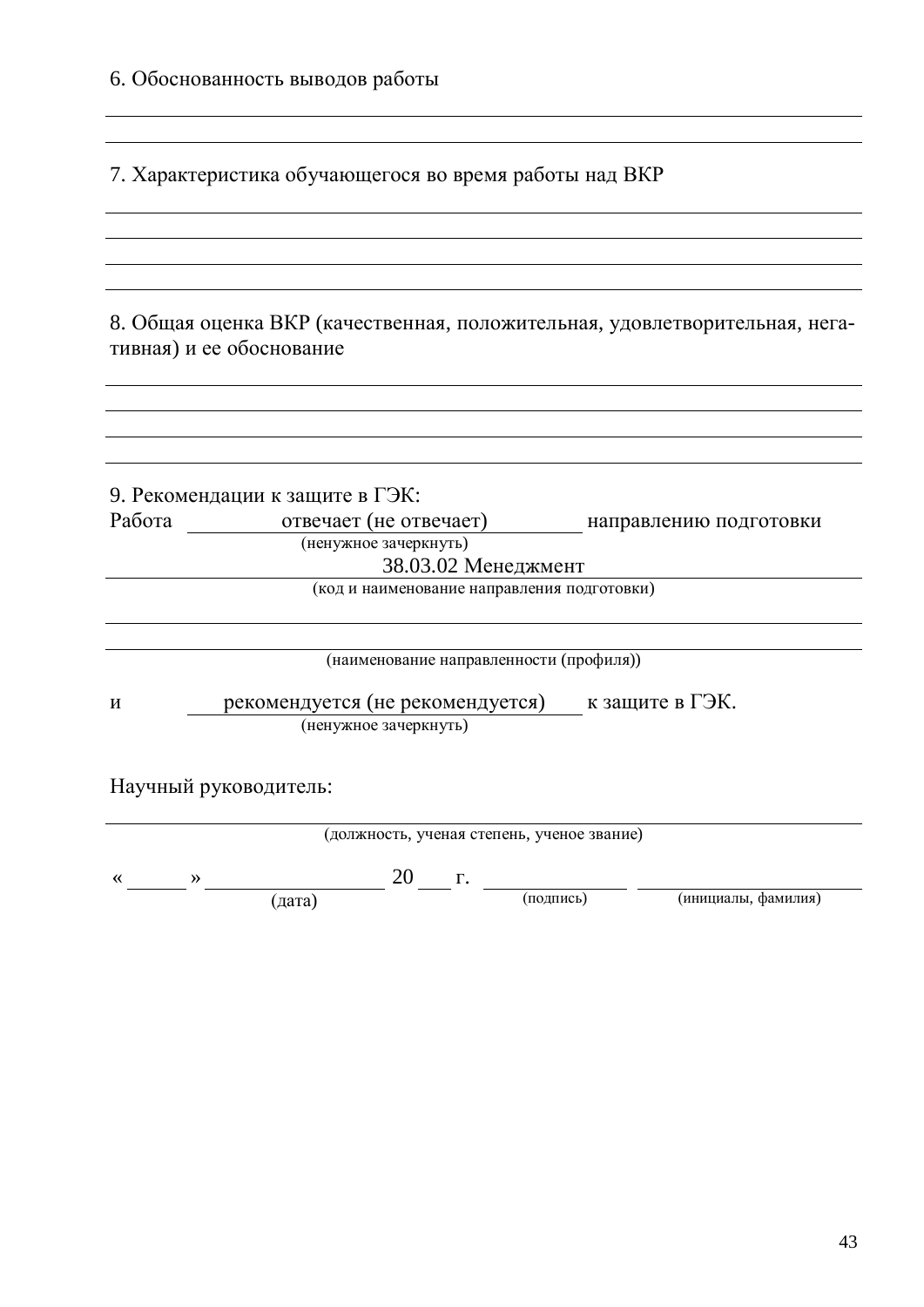6. Обоснованность выводов работы

______________________________________________________________________________

______________________________________________________________________________

7. Характеристика обучающегося во время работы над ВКР

______________________________________________________________________________

______________________________________________________________________________

______________________________________________________________________________

______________________________________________________________________________

8. Общая оценка ВКР (качественная, положительная, удовлетворительная, негативная) и ее обоснование

______________________________________________________________________________

______________________________________________________________________________

______________________________________________________________________________

______________________________________________________________________________

9. Рекомендации к защите в ГЭК:

Работа __________отвечает (не отвечает)__________ направлению подготовки
(ненужное зачеркнуть)

38.03.02 Менеджмент
(код и наименование направления подготовки)

______________________________________________________________________________

______________________________________________________________________________
(наименование направленности (профиля))

и __________рекомендуется (не рекомендуется)__________ к защите в ГЭК.
(ненужное зачеркнуть)

Научный руководитель:

______________________________________________________________________________
(должность, ученая степень, ученое звание)

« ______ » __________________ 20 ___ г. ______________ ______________________
(дата) (подпись) (инициалы, фамилия)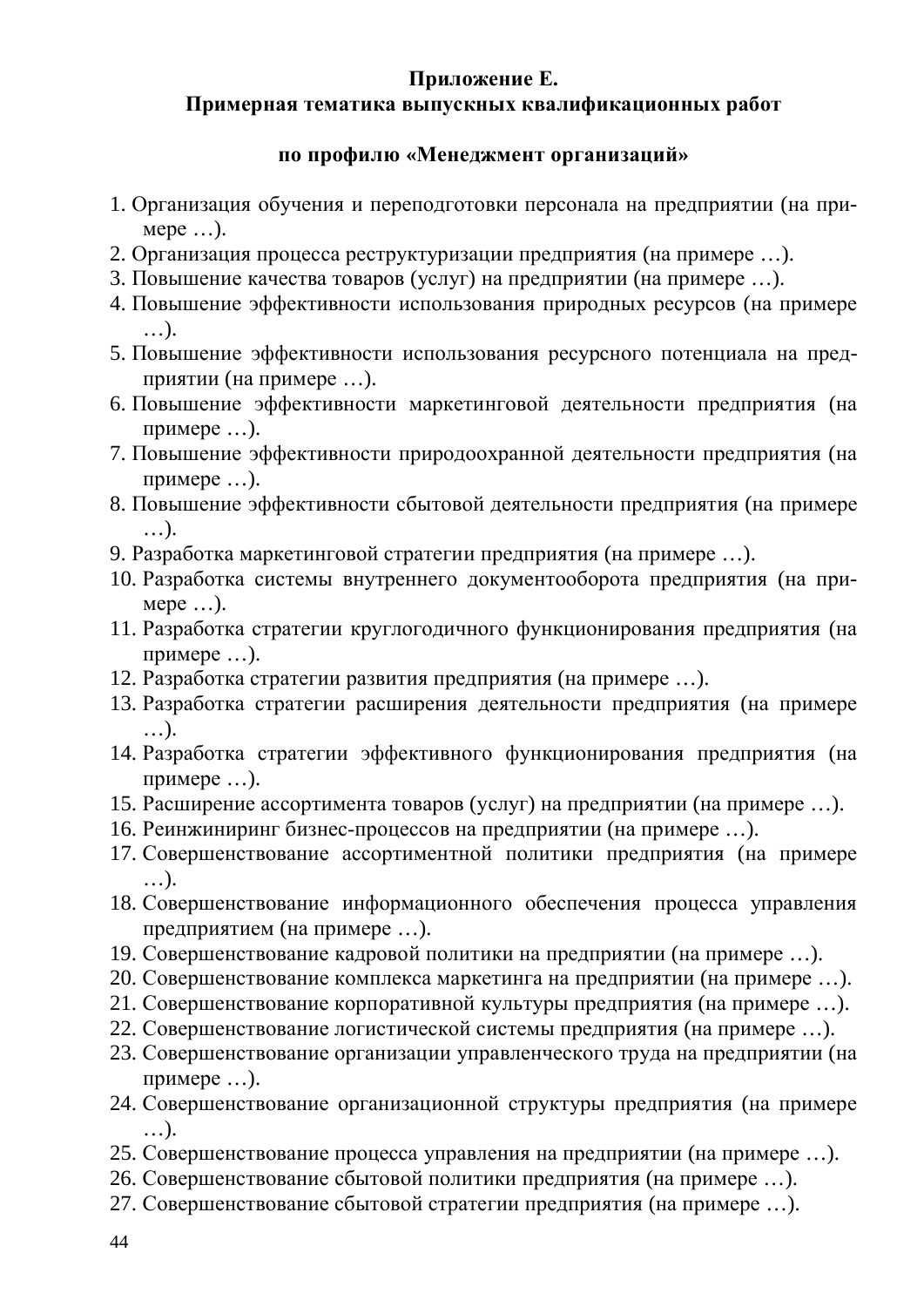## Приложение Е. Примерная тематика выпускных квалификационных работ

### по профилю «Менеджмент организаций»

1. Организация обучения и переподготовки персонала на предприятии (на примере …).
2. Организация процесса реструктуризации предприятия (на примере …).
3. Повышение качества товаров (услуг) на предприятии (на примере …).
4. Повышение эффективности использования природных ресурсов (на примере …).
5. Повышение эффективности использования ресурсного потенциала на предприятии (на примере …).
6. Повышение эффективности маркетинговой деятельности предприятия (на примере …).
7. Повышение эффективности природоохранной деятельности предприятия (на примере …).
8. Повышение эффективности сбытовой деятельности предприятия (на примере …).
9. Разработка маркетинговой стратегии предприятия (на примере …).
10. Разработка системы внутреннего документооборота предприятия (на примере …).
11. Разработка стратегии круглогодичного функционирования предприятия (на примере …).
12. Разработка стратегии развития предприятия (на примере …).
13. Разработка стратегии расширения деятельности предприятия (на примере …).
14. Разработка стратегии эффективного функционирования предприятия (на примере …).
15. Расширение ассортимента товаров (услуг) на предприятии (на примере …).
16. Реинжиниринг бизнес-процессов на предприятии (на примере …).
17. Совершенствование ассортиментной политики предприятия (на примере …).
18. Совершенствование информационного обеспечения процесса управления предприятием (на примере …).
19. Совершенствование кадровой политики на предприятии (на примере …).
20. Совершенствование комплекса маркетинга на предприятии (на примере …).
21. Совершенствование корпоративной культуры предприятия (на примере …).
22. Совершенствование логистической системы предприятия (на примере …).
23. Совершенствование организации управленческого труда на предприятии (на примере …).
24. Совершенствование организационной структуры предприятия (на примере …).
25. Совершенствование процесса управления на предприятии (на примере …).
26. Совершенствование сбытовой политики предприятия (на примере …).
27. Совершенствование сбытовой стратегии предприятия (на примере …).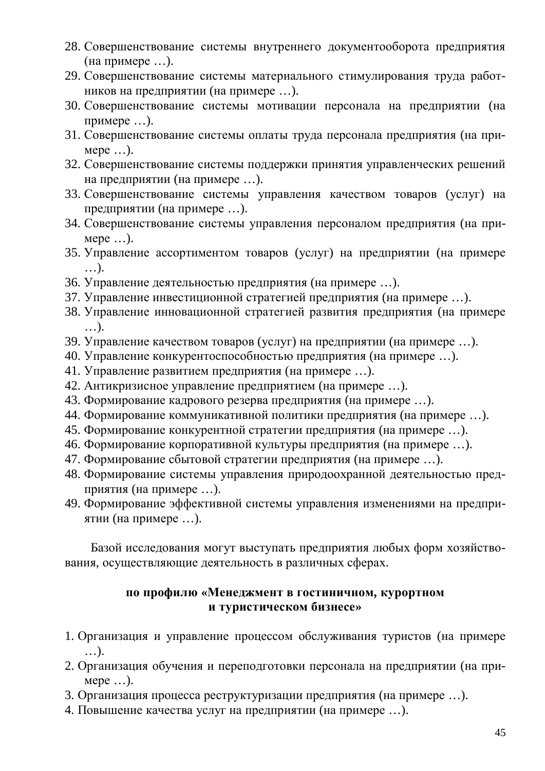28. Совершенствование системы внутреннего документооборота предприятия (на примере …).
29. Совершенствование системы материального стимулирования труда работников на предприятии (на примере …).
30. Совершенствование системы мотивации персонала на предприятии (на примере …).
31. Совершенствование системы оплаты труда персонала предприятия (на примере …).
32. Совершенствование системы поддержки принятия управленческих решений на предприятии (на примере …).
33. Совершенствование системы управления качеством товаров (услуг) на предприятии (на примере …).
34. Совершенствование системы управления персоналом предприятия (на примере …).
35. Управление ассортиментом товаров (услуг) на предприятии (на примере …).
36. Управление деятельностью предприятия (на примере …).
37. Управление инвестиционной стратегией предприятия (на примере …).
38. Управление инновационной стратегией развития предприятия (на примере …).
39. Управление качеством товаров (услуг) на предприятии (на примере …).
40. Управление конкурентоспособностью предприятия (на примере …).
41. Управление развитием предприятия (на примере …).
42. Антикризисное управление предприятием (на примере …).
43. Формирование кадрового резерва предприятия (на примере …).
44. Формирование коммуникативной политики предприятия (на примере …).
45. Формирование конкурентной стратегии предприятия (на примере …).
46. Формирование корпоративной культуры предприятия (на примере …).
47. Формирование сбытовой стратегии предприятия (на примере …).
48. Формирование системы управления природоохранной деятельностью предприятия (на примере …).
49. Формирование эффективной системы управления изменениями на предприятии (на примере …).

Базой исследования могут выступать предприятия любых форм хозяйствования, осуществляющие деятельность в различных сферах.

**по профилю «Менеджмент в гостиничном, курортном и туристическом бизнесе»**

1. Организация и управление процессом обслуживания туристов (на примере …).
2. Организация обучения и переподготовки персонала на предприятии (на примере …).
3. Организация процесса реструктуризации предприятия (на примере …).
4. Повышение качества услуг на предприятии (на примере …).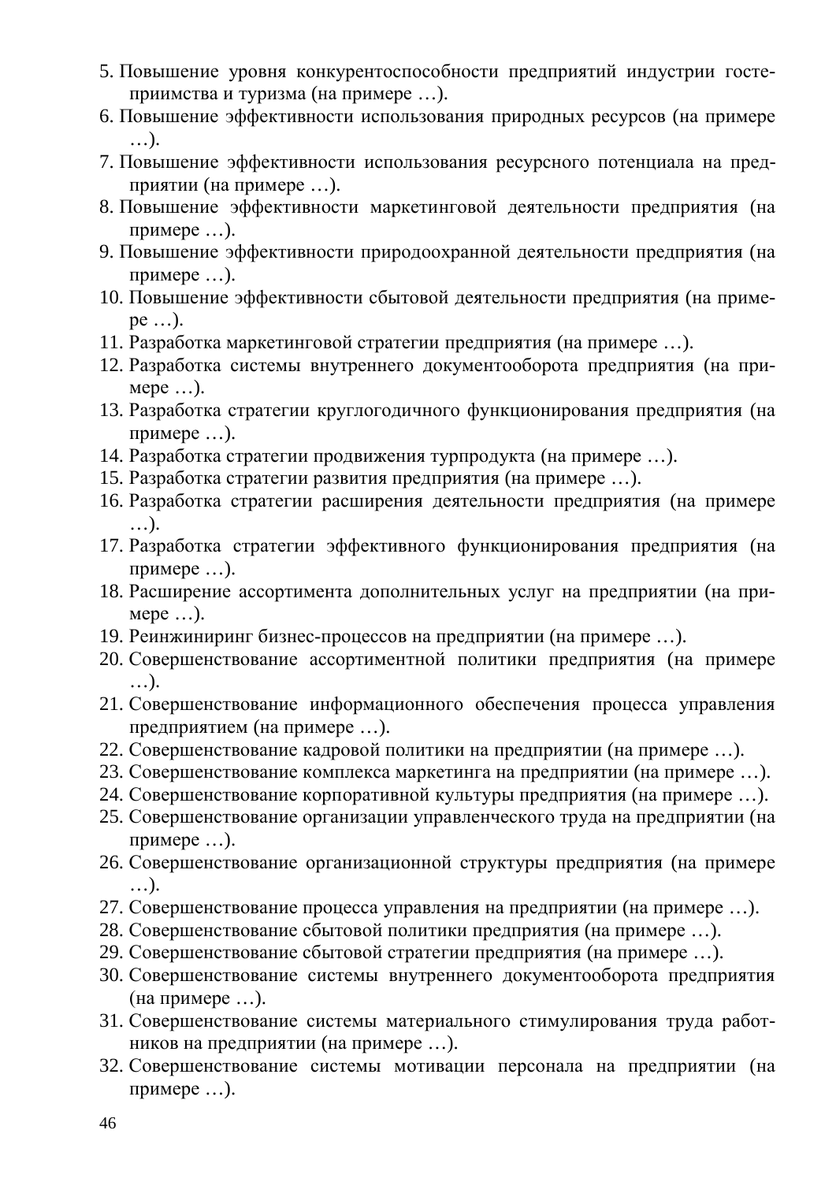5. Повышение уровня конкурентоспособности предприятий индустрии гостеприимства и туризма (на примере …).
6. Повышение эффективности использования природных ресурсов (на примере …).
7. Повышение эффективности использования ресурсного потенциала на предприятии (на примере …).
8. Повышение эффективности маркетинговой деятельности предприятия (на примере …).
9. Повышение эффективности природоохранной деятельности предприятия (на примере …).
10. Повышение эффективности сбытовой деятельности предприятия (на примере …).
11. Разработка маркетинговой стратегии предприятия (на примере …).
12. Разработка системы внутреннего документооборота предприятия (на примере …).
13. Разработка стратегии круглогодичного функционирования предприятия (на примере …).
14. Разработка стратегии продвижения турпродукта (на примере …).
15. Разработка стратегии развития предприятия (на примере …).
16. Разработка стратегии расширения деятельности предприятия (на примере …).
17. Разработка стратегии эффективного функционирования предприятия (на примере …).
18. Расширение ассортимента дополнительных услуг на предприятии (на примере …).
19. Реинжиниринг бизнес-процессов на предприятии (на примере …).
20. Совершенствование ассортиментной политики предприятия (на примере …).
21. Совершенствование информационного обеспечения процесса управления предприятием (на примере …).
22. Совершенствование кадровой политики на предприятии (на примере …).
23. Совершенствование комплекса маркетинга на предприятии (на примере …).
24. Совершенствование корпоративной культуры предприятия (на примере …).
25. Совершенствование организации управленческого труда на предприятии (на примере …).
26. Совершенствование организационной структуры предприятия (на примере …).
27. Совершенствование процесса управления на предприятии (на примере …).
28. Совершенствование сбытовой политики предприятия (на примере …).
29. Совершенствование сбытовой стратегии предприятия (на примере …).
30. Совершенствование системы внутреннего документооборота предприятия (на примере …).
31. Совершенствование системы материального стимулирования труда работников на предприятии (на примере …).
32. Совершенствование системы мотивации персонала на предприятии (на примере …).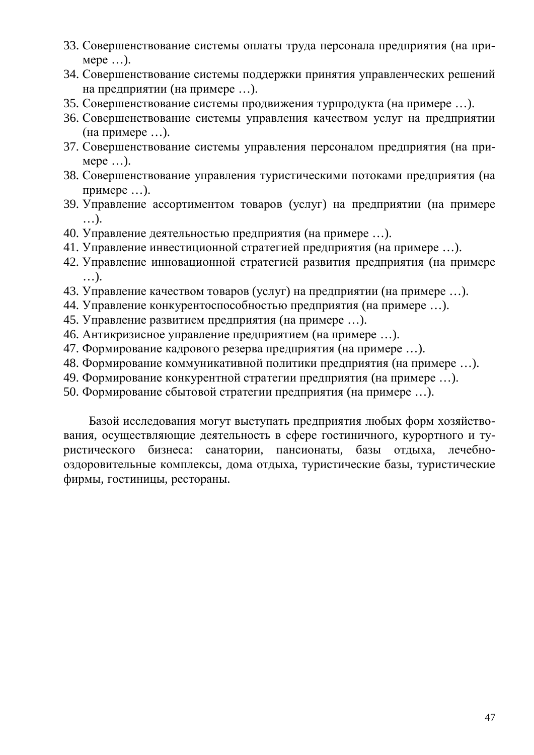33. Совершенствование системы оплаты труда персонала предприятия (на примере …).
34. Совершенствование системы поддержки принятия управленческих решений на предприятии (на примере …).
35. Совершенствование системы продвижения турпродукта (на примере …).
36. Совершенствование системы управления качеством услуг на предприятии (на примере …).
37. Совершенствование системы управления персоналом предприятия (на примере …).
38. Совершенствование управления туристическими потоками предприятия (на примере …).
39. Управление ассортиментом товаров (услуг) на предприятии (на примере …).
40. Управление деятельностью предприятия (на примере …).
41. Управление инвестиционной стратегией предприятия (на примере …).
42. Управление инновационной стратегией развития предприятия (на примере …).
43. Управление качеством товаров (услуг) на предприятии (на примере …).
44. Управление конкурентоспособностью предприятия (на примере …).
45. Управление развитием предприятия (на примере …).
46. Антикризисное управление предприятием (на примере …).
47. Формирование кадрового резерва предприятия (на примере …).
48. Формирование коммуникативной политики предприятия (на примере …).
49. Формирование конкурентной стратегии предприятия (на примере …).
50. Формирование сбытовой стратегии предприятия (на примере …).

Базой исследования могут выступать предприятия любых форм хозяйствования, осуществляющие деятельность в сфере гостиничного, курортного и туристического бизнеса: санатории, пансионаты, базы отдыха, лечебно-оздоровительные комплексы, дома отдыха, туристические базы, туристические фирмы, гостиницы, рестораны.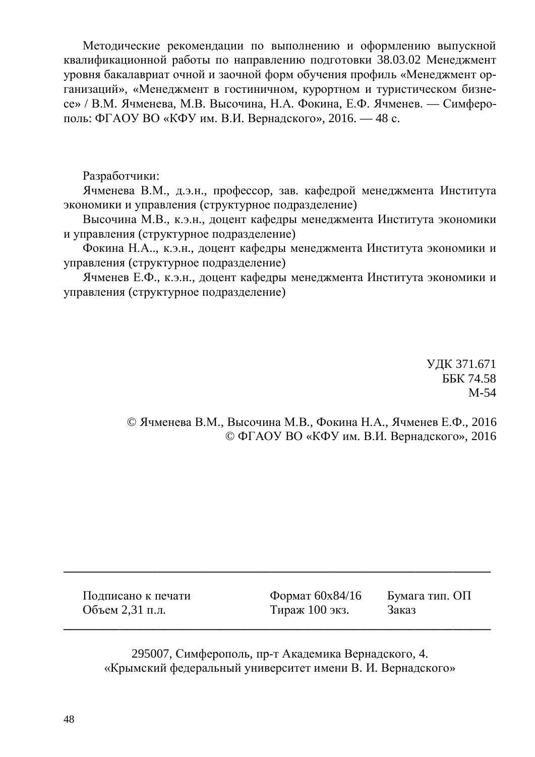Методические рекомендации по выполнению и оформлению выпускной квалификационной работы по направлению подготовки 38.03.02 Менеджмент уровня бакалавриат очной и заочной форм обучения профиль «Менеджмент организаций», «Менеджмент в гостиничном, курортном и туристическом бизнесе» / В.М. Ячменева, М.В. Высочина, Н.А. Фокина, Е.Ф. Ячменев. — Симферополь: ФГАОУ ВО «КФУ им. В.И. Вернадского», 2016. — 48 с.

Разработчики:

Ячменева В.М., д.э.н., профессор, зав. кафедрой менеджмента Института экономики и управления (структурное подразделение)

Высочина М.В., к.э.н., доцент кафедры менеджмента Института экономики и управления (структурное подразделение)

Фокина Н.А.., к.э.н., доцент кафедры менеджмента Института экономики и управления (структурное подразделение)

Ячменев Е.Ф., к.э.н., доцент кафедры менеджмента Института экономики и управления (структурное подразделение)

УДК 371.671
ББК 74.58
М-54

© Ячменева В.М., Высочина М.В., Фокина Н.А., Ячменев Е.Ф., 2016
© ФГАОУ ВО «КФУ им. В.И. Вернадского», 2016

---

| | | |
|---|---|---|
| Подписано к печати | Формат 60x84/16 | Бумага тип. ОП |
| Объем 2,31 п.л. | Тираж 100 экз. | Заказ |

---

295007, Симферополь, пр-т Академика Вернадского, 4.
«Крымский федеральный университет имени В. И. Вернадского»